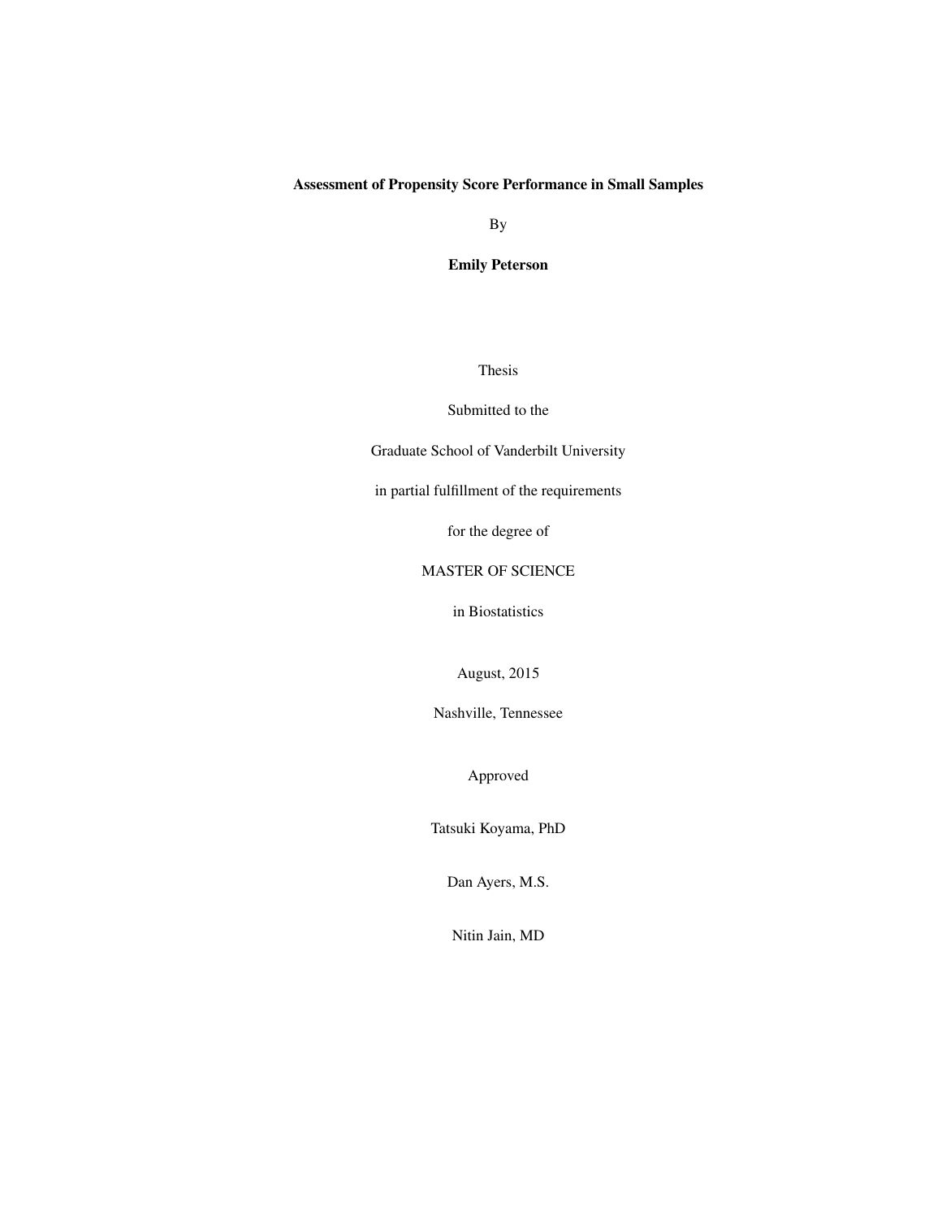# Assessment of Propensity Score Performance in Small Samples

By

**Emily Peterson**

Thesis

Submitted to the

Graduate School of Vanderbilt University

in partial fulfillment of the requirements

for the degree of

MASTER OF SCIENCE

in Biostatistics

August, 2015

Nashville, Tennessee

Approved

Tatsuki Koyama, PhD

Dan Ayers, M.S.

Nitin Jain, MD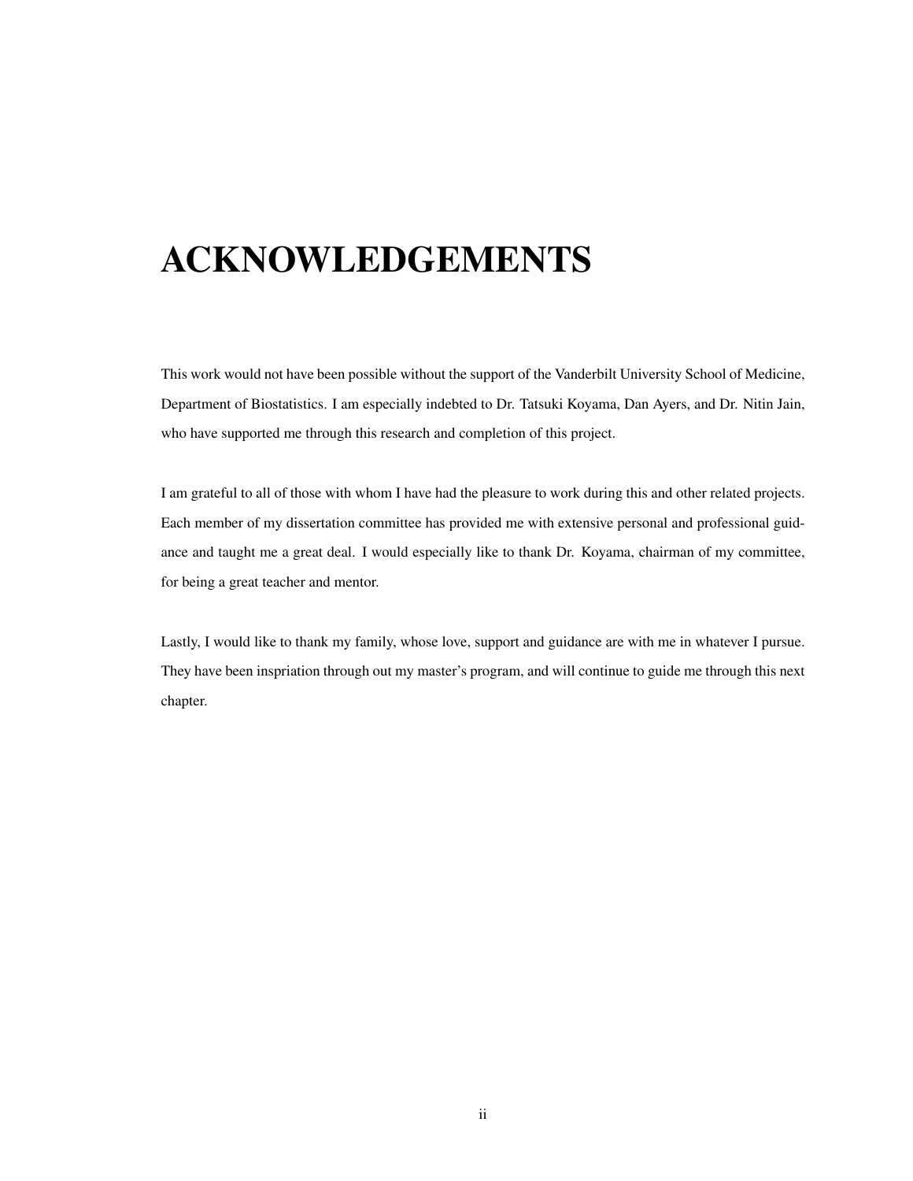# ACKNOWLEDGEMENTS

This work would not have been possible without the support of the Vanderbilt University School of Medicine, Department of Biostatistics. I am especially indebted to Dr. Tatsuki Koyama, Dan Ayers, and Dr. Nitin Jain, who have supported me through this research and completion of this project.

I am grateful to all of those with whom I have had the pleasure to work during this and other related projects. Each member of my dissertation committee has provided me with extensive personal and professional guidance and taught me a great deal. I would especially like to thank Dr. Koyama, chairman of my committee, for being a great teacher and mentor.

Lastly, I would like to thank my family, whose love, support and guidance are with me in whatever I pursue. They have been inspriation through out my master's program, and will continue to guide me through this next chapter.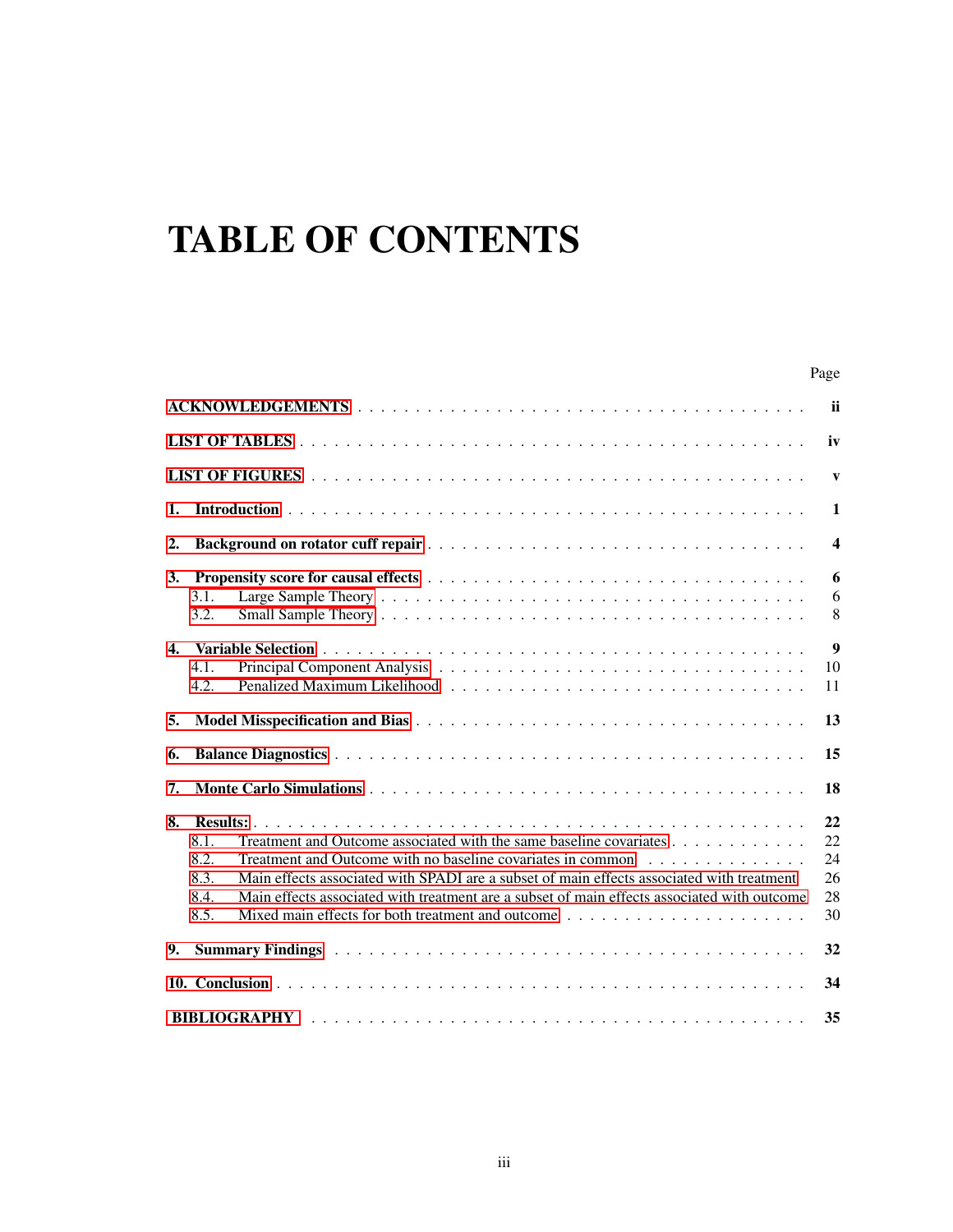# TABLE OF CONTENTS

| | Page |
|---|---|
| **ACKNOWLEDGEMENTS** | **ii** |
| **LIST OF TABLES** | **iv** |
| **LIST OF FIGURES** | **v** |
| **1. Introduction** | **1** |
| **2. Background on rotator cuff repair** | **4** |
| **3. Propensity score for causal effects** | **6** |
| 3.1. Large Sample Theory | 6 |
| 3.2. Small Sample Theory | 8 |
| **4. Variable Selection** | **9** |
| 4.1. Principal Component Analysis | 10 |
| 4.2. Penalized Maximum Likelihood | 11 |
| **5. Model Misspecification and Bias** | **13** |
| **6. Balance Diagnostics** | **15** |
| **7. Monte Carlo Simulations** | **18** |
| **8. Results:** | **22** |
| 8.1. Treatment and Outcome associated with the same baseline covariates | 22 |
| 8.2. Treatment and Outcome with no baseline covariates in common | 24 |
| 8.3. Main effects associated with SPADI are a subset of main effects associated with treatment | 26 |
| 8.4. Main effects associated with treatment are a subset of main effects associated with outcome | 28 |
| 8.5. Mixed main effects for both treatment and outcome | 30 |
| **9. Summary Findings** | **32** |
| **10. Conclusion** | **34** |
| **BIBLIOGRAPHY** | **35** |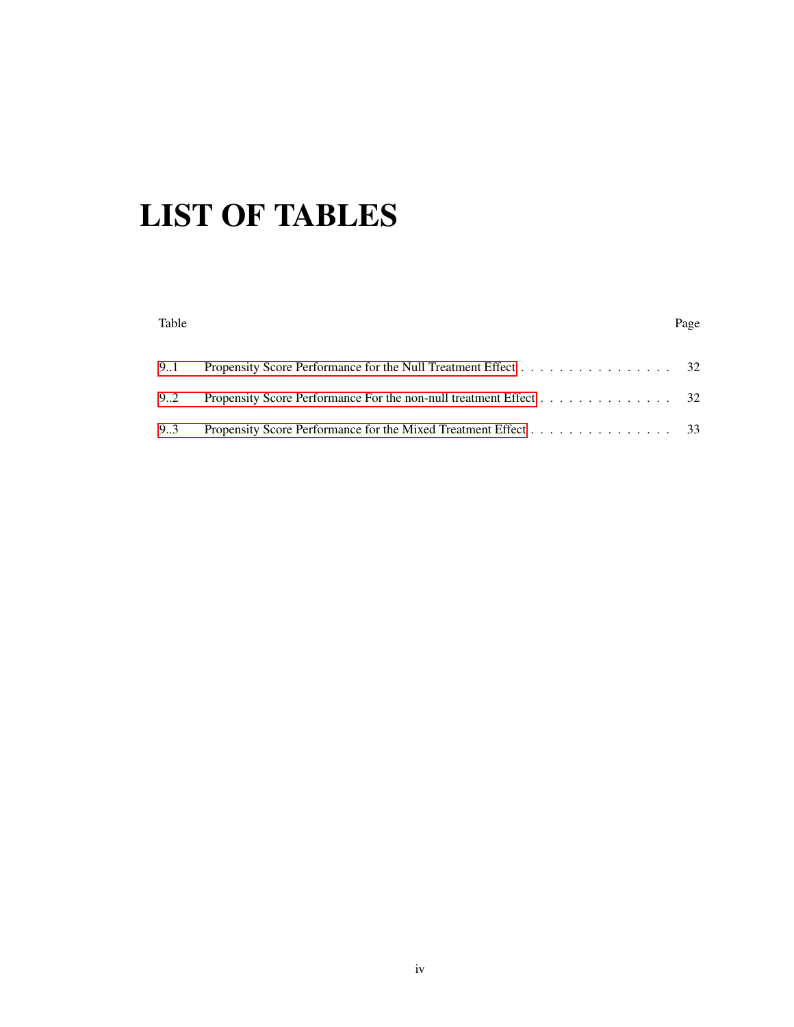# LIST OF TABLES

| Table | | Page |
|---|---|---|
| 9..1 | Propensity Score Performance for the Null Treatment Effect | 32 |
| 9..2 | Propensity Score Performance For the non-null treatment Effect | 32 |
| 9..3 | Propensity Score Performance for the Mixed Treatment Effect | 33 |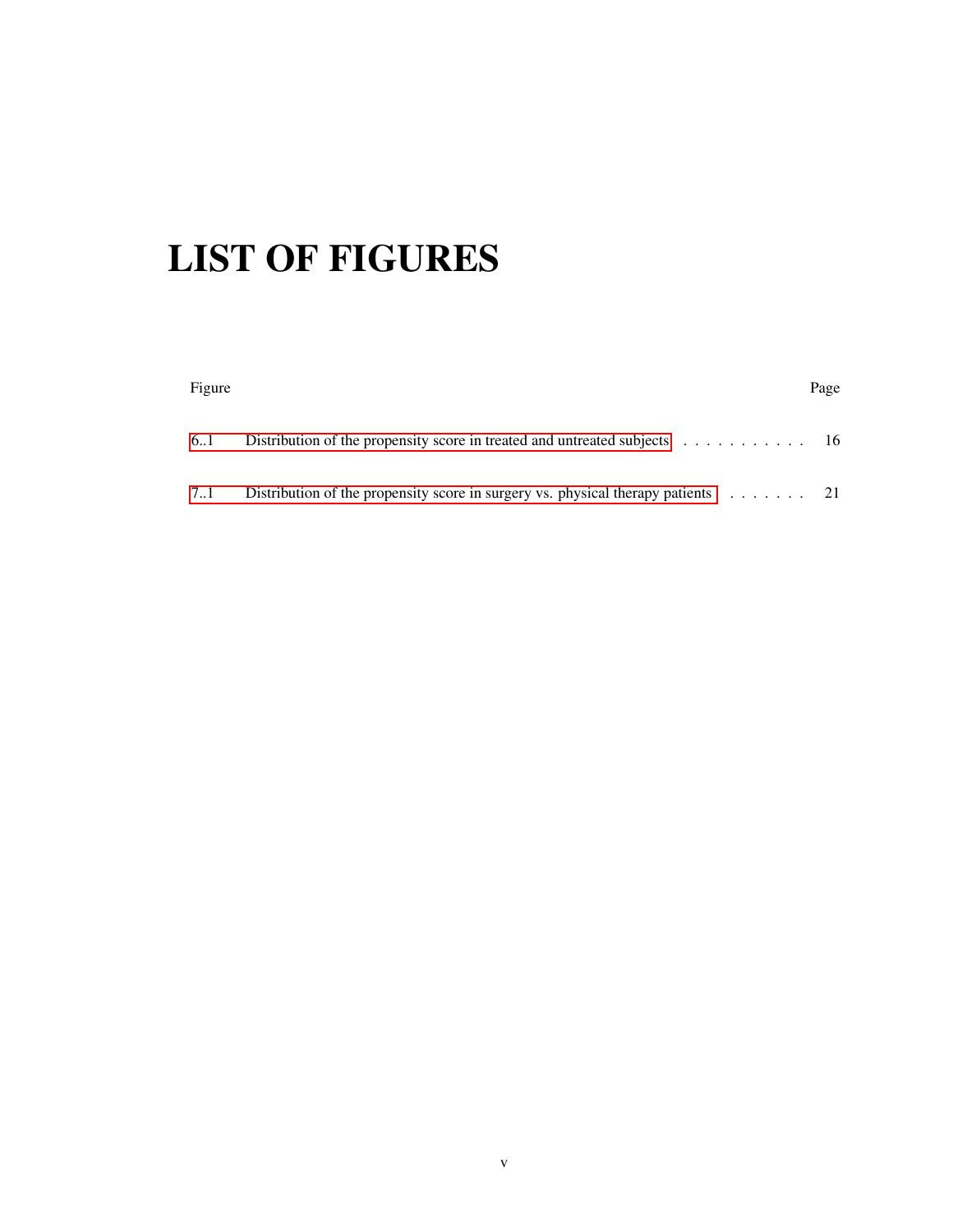# LIST OF FIGURES

| Figure | | Page |
|---|---|---|
| 6..1 | Distribution of the propensity score in treated and untreated subjects | 16 |
| 7..1 | Distribution of the propensity score in surgery vs. physical therapy patients | 21 |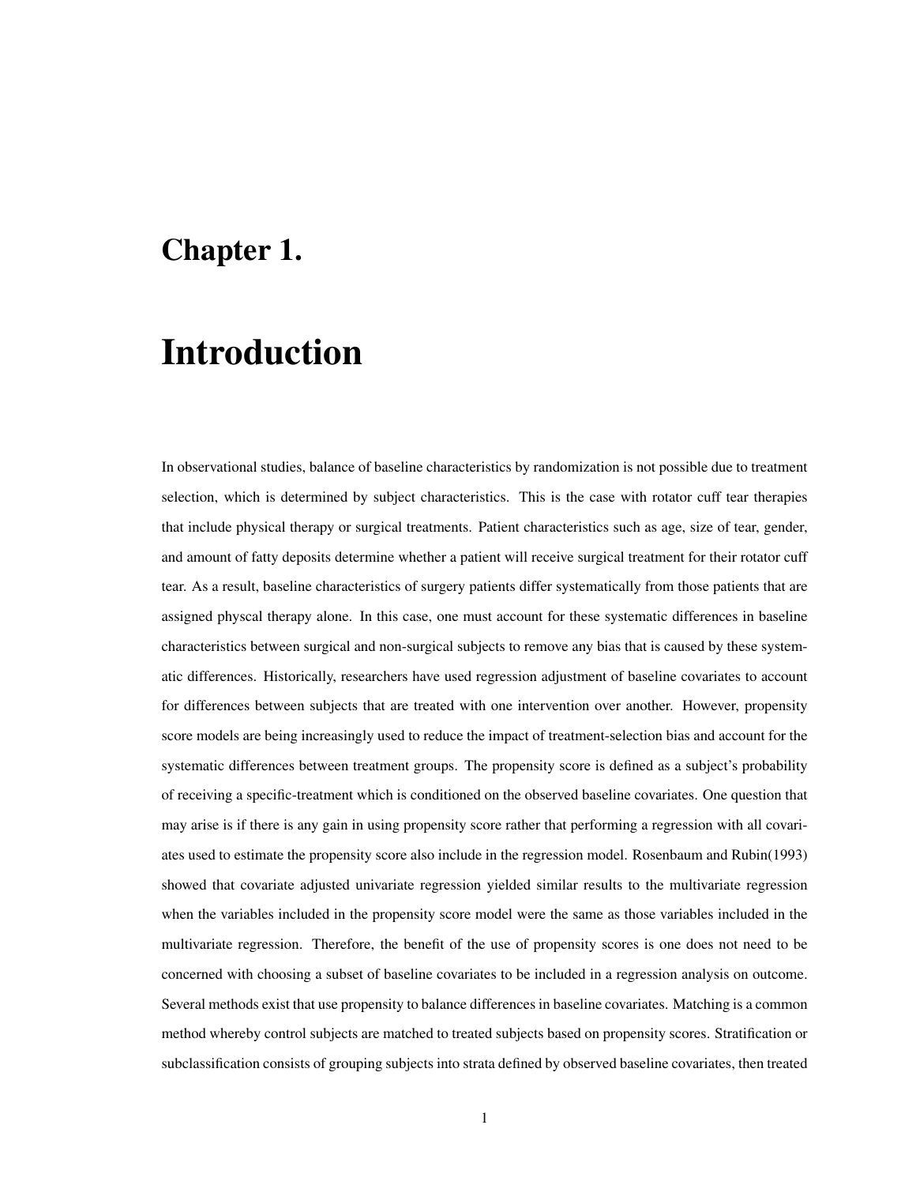# Chapter 1.

# Introduction

In observational studies, balance of baseline characteristics by randomization is not possible due to treatment selection, which is determined by subject characteristics. This is the case with rotator cuff tear therapies that include physical therapy or surgical treatments. Patient characteristics such as age, size of tear, gender, and amount of fatty deposits determine whether a patient will receive surgical treatment for their rotator cuff tear. As a result, baseline characteristics of surgery patients differ systematically from those patients that are assigned physcal therapy alone. In this case, one must account for these systematic differences in baseline characteristics between surgical and non-surgical subjects to remove any bias that is caused by these systematic differences. Historically, researchers have used regression adjustment of baseline covariates to account for differences between subjects that are treated with one intervention over another. However, propensity score models are being increasingly used to reduce the impact of treatment-selection bias and account for the systematic differences between treatment groups. The propensity score is defined as a subject's probability of receiving a specific-treatment which is conditioned on the observed baseline covariates. One question that may arise is if there is any gain in using propensity score rather that performing a regression with all covariates used to estimate the propensity score also include in the regression model. Rosenbaum and Rubin(1993) showed that covariate adjusted univariate regression yielded similar results to the multivariate regression when the variables included in the propensity score model were the same as those variables included in the multivariate regression. Therefore, the benefit of the use of propensity scores is one does not need to be concerned with choosing a subset of baseline covariates to be included in a regression analysis on outcome. Several methods exist that use propensity to balance differences in baseline covariates. Matching is a common method whereby control subjects are matched to treated subjects based on propensity scores. Stratification or subclassification consists of grouping subjects into strata defined by observed baseline covariates, then treated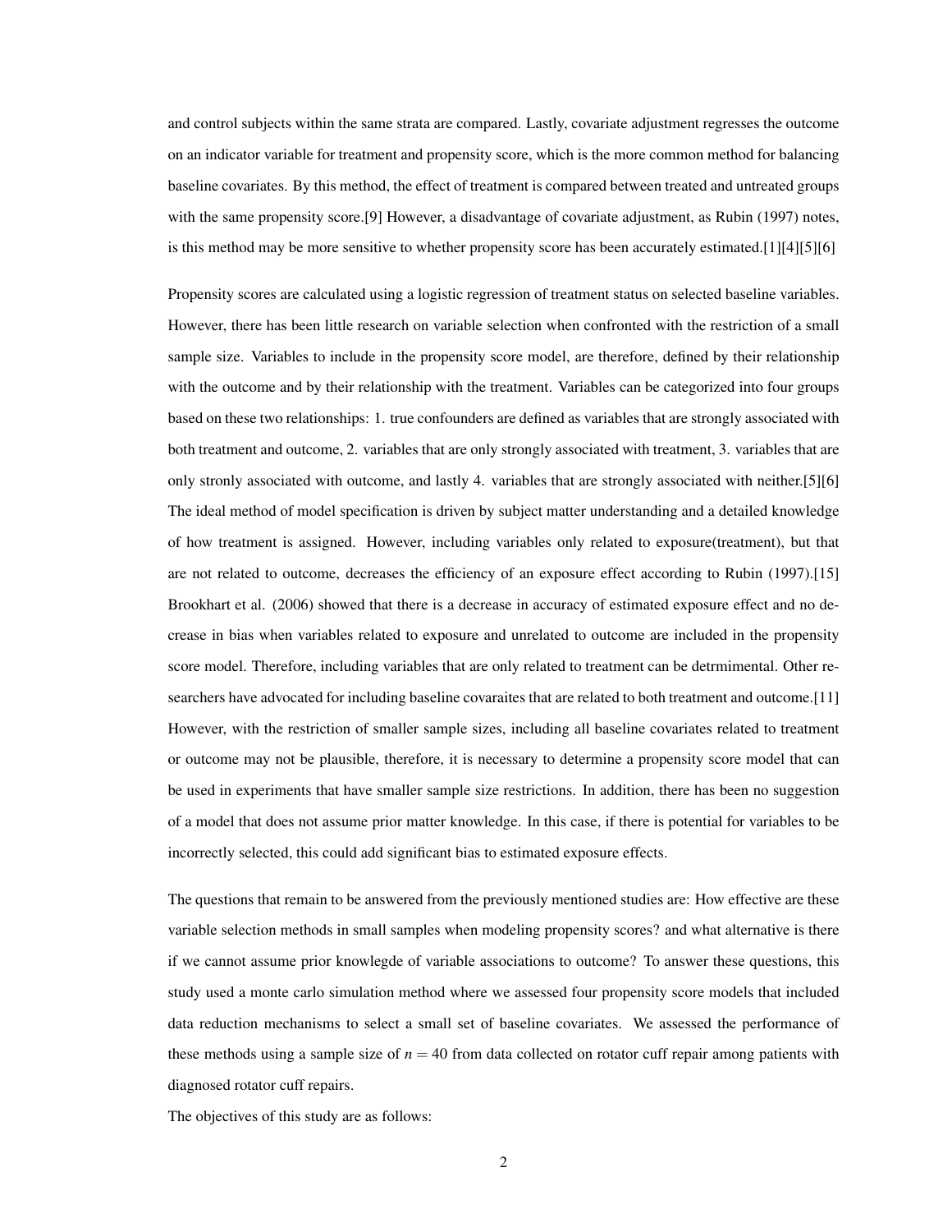and control subjects within the same strata are compared. Lastly, covariate adjustment regresses the outcome on an indicator variable for treatment and propensity score, which is the more common method for balancing baseline covariates. By this method, the effect of treatment is compared between treated and untreated groups with the same propensity score.[9] However, a disadvantage of covariate adjustment, as Rubin (1997) notes, is this method may be more sensitive to whether propensity score has been accurately estimated.[1][4][5][6]

Propensity scores are calculated using a logistic regression of treatment status on selected baseline variables. However, there has been little research on variable selection when confronted with the restriction of a small sample size. Variables to include in the propensity score model, are therefore, defined by their relationship with the outcome and by their relationship with the treatment. Variables can be categorized into four groups based on these two relationships: 1. true confounders are defined as variables that are strongly associated with both treatment and outcome, 2. variables that are only strongly associated with treatment, 3. variables that are only stronly associated with outcome, and lastly 4. variables that are strongly associated with neither.[5][6] The ideal method of model specification is driven by subject matter understanding and a detailed knowledge of how treatment is assigned. However, including variables only related to exposure(treatment), but that are not related to outcome, decreases the efficiency of an exposure effect according to Rubin (1997).[15] Brookhart et al. (2006) showed that there is a decrease in accuracy of estimated exposure effect and no decrease in bias when variables related to exposure and unrelated to outcome are included in the propensity score model. Therefore, including variables that are only related to treatment can be detrmimental. Other researchers have advocated for including baseline covaraites that are related to both treatment and outcome.[11] However, with the restriction of smaller sample sizes, including all baseline covariates related to treatment or outcome may not be plausible, therefore, it is necessary to determine a propensity score model that can be used in experiments that have smaller sample size restrictions. In addition, there has been no suggestion of a model that does not assume prior matter knowledge. In this case, if there is potential for variables to be incorrectly selected, this could add significant bias to estimated exposure effects.

The questions that remain to be answered from the previously mentioned studies are: How effective are these variable selection methods in small samples when modeling propensity scores? and what alternative is there if we cannot assume prior knowlegde of variable associations to outcome? To answer these questions, this study used a monte carlo simulation method where we assessed four propensity score models that included data reduction mechanisms to select a small set of baseline covariates. We assessed the performance of these methods using a sample size of $n = 40$ from data collected on rotator cuff repair among patients with diagnosed rotator cuff repairs.

The objectives of this study are as follows: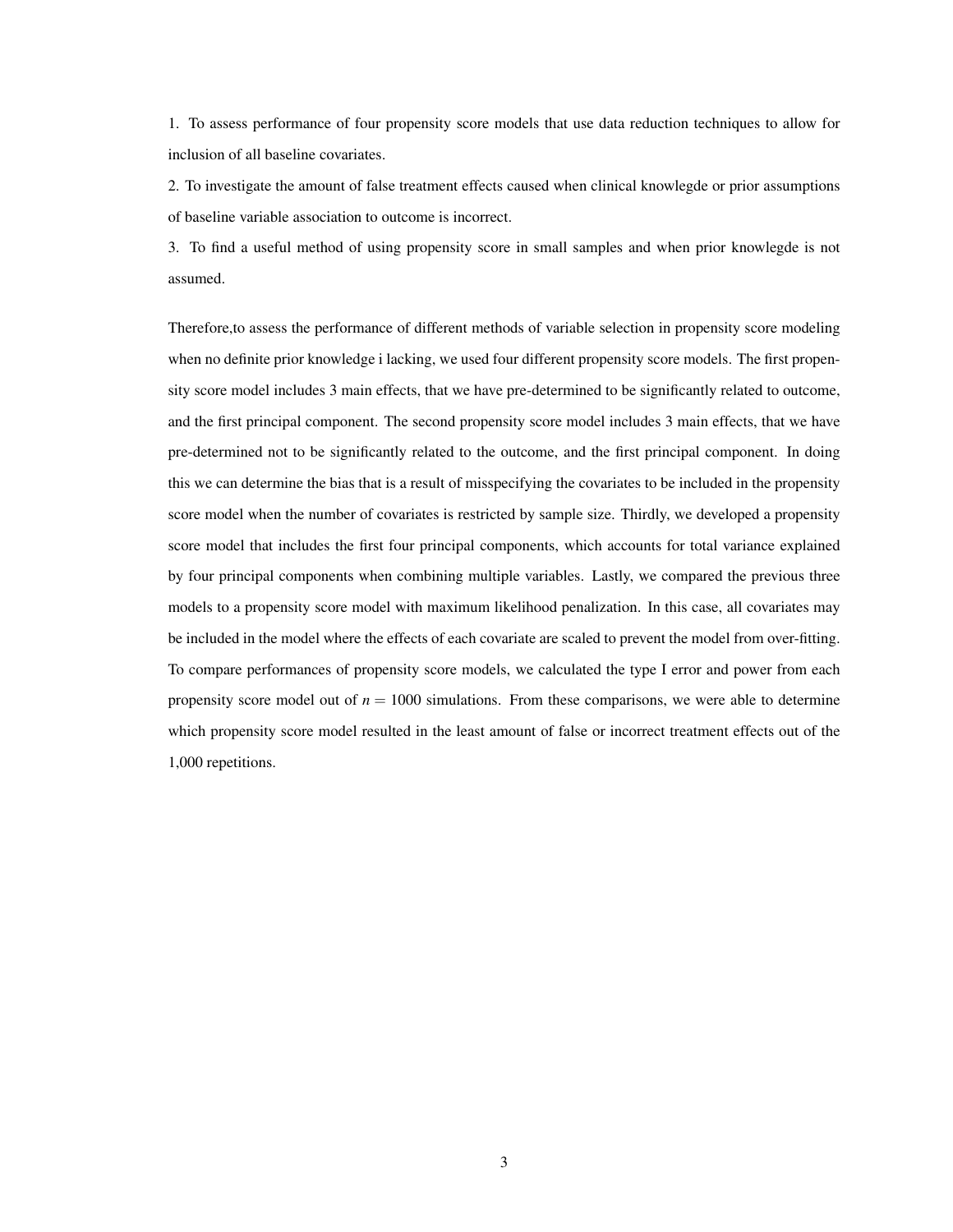1. To assess performance of four propensity score models that use data reduction techniques to allow for inclusion of all baseline covariates.

2. To investigate the amount of false treatment effects caused when clinical knowlegde or prior assumptions of baseline variable association to outcome is incorrect.

3. To find a useful method of using propensity score in small samples and when prior knowlegde is not assumed.

Therefore,to assess the performance of different methods of variable selection in propensity score modeling when no definite prior knowledge i lacking, we used four different propensity score models. The first propensity score model includes 3 main effects, that we have pre-determined to be significantly related to outcome, and the first principal component. The second propensity score model includes 3 main effects, that we have pre-determined not to be significantly related to the outcome, and the first principal component. In doing this we can determine the bias that is a result of misspecifying the covariates to be included in the propensity score model when the number of covariates is restricted by sample size. Thirdly, we developed a propensity score model that includes the first four principal components, which accounts for total variance explained by four principal components when combining multiple variables. Lastly, we compared the previous three models to a propensity score model with maximum likelihood penalization. In this case, all covariates may be included in the model where the effects of each covariate are scaled to prevent the model from over-fitting. To compare performances of propensity score models, we calculated the type I error and power from each propensity score model out of $n = 1000$ simulations. From these comparisons, we were able to determine which propensity score model resulted in the least amount of false or incorrect treatment effects out of the 1,000 repetitions.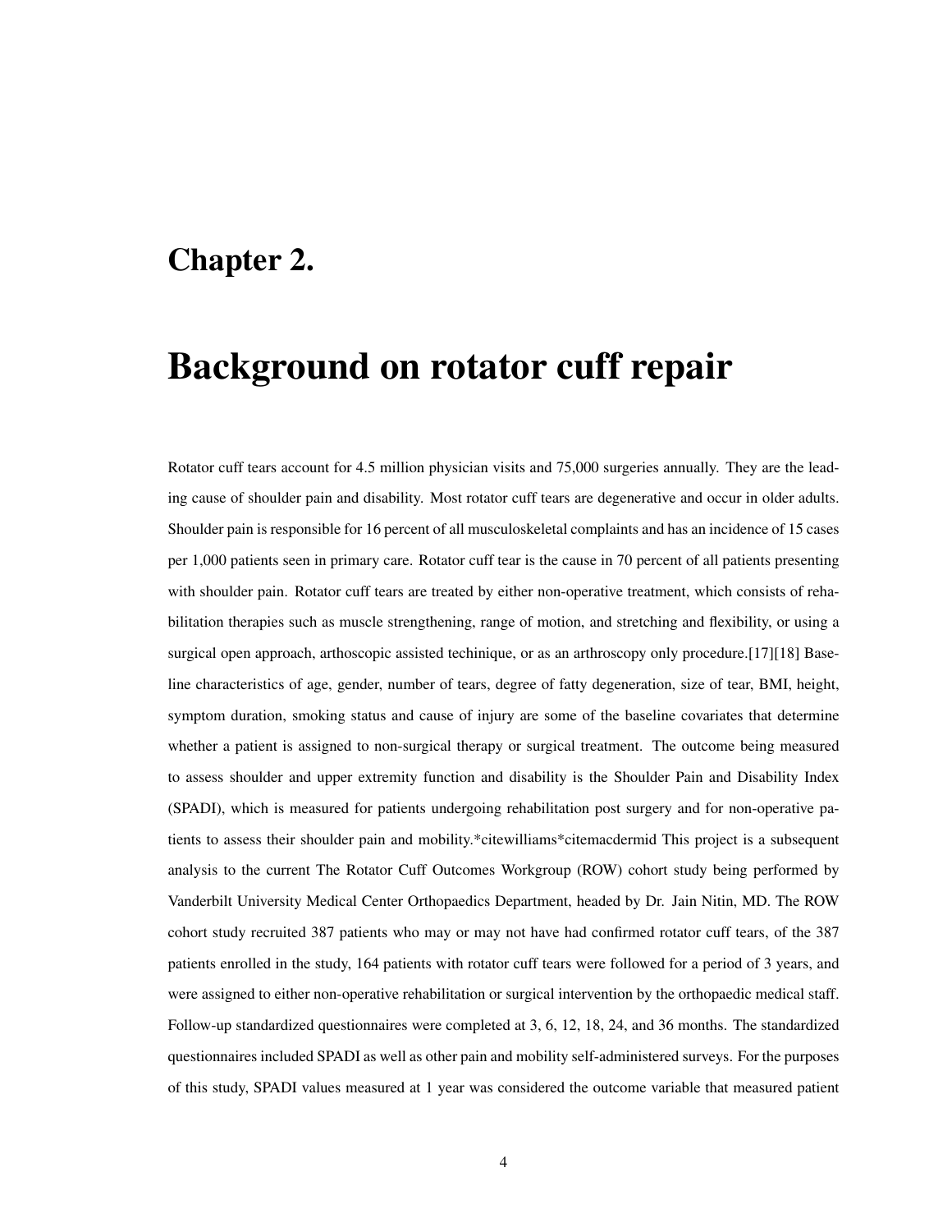# Chapter 2.

# Background on rotator cuff repair

Rotator cuff tears account for 4.5 million physician visits and 75,000 surgeries annually. They are the leading cause of shoulder pain and disability. Most rotator cuff tears are degenerative and occur in older adults. Shoulder pain is responsible for 16 percent of all musculoskeletal complaints and has an incidence of 15 cases per 1,000 patients seen in primary care. Rotator cuff tear is the cause in 70 percent of all patients presenting with shoulder pain. Rotator cuff tears are treated by either non-operative treatment, which consists of rehabilitation therapies such as muscle strengthening, range of motion, and stretching and flexibility, or using a surgical open approach, arthoscopic assisted techinique, or as an arthroscopy only procedure.[17][18] Baseline characteristics of age, gender, number of tears, degree of fatty degeneration, size of tear, BMI, height, symptom duration, smoking status and cause of injury are some of the baseline covariates that determine whether a patient is assigned to non-surgical therapy or surgical treatment. The outcome being measured to assess shoulder and upper extremity function and disability is the Shoulder Pain and Disability Index (SPADI), which is measured for patients undergoing rehabilitation post surgery and for non-operative patients to assess their shoulder pain and mobility.*citewilliams*citemacdermid This project is a subsequent analysis to the current The Rotator Cuff Outcomes Workgroup (ROW) cohort study being performed by Vanderbilt University Medical Center Orthopaedics Department, headed by Dr. Jain Nitin, MD. The ROW cohort study recruited 387 patients who may or may not have had confirmed rotator cuff tears, of the 387 patients enrolled in the study, 164 patients with rotator cuff tears were followed for a period of 3 years, and were assigned to either non-operative rehabilitation or surgical intervention by the orthopaedic medical staff. Follow-up standardized questionnaires were completed at 3, 6, 12, 18, 24, and 36 months. The standardized questionnaires included SPADI as well as other pain and mobility self-administered surveys. For the purposes of this study, SPADI values measured at 1 year was considered the outcome variable that measured patient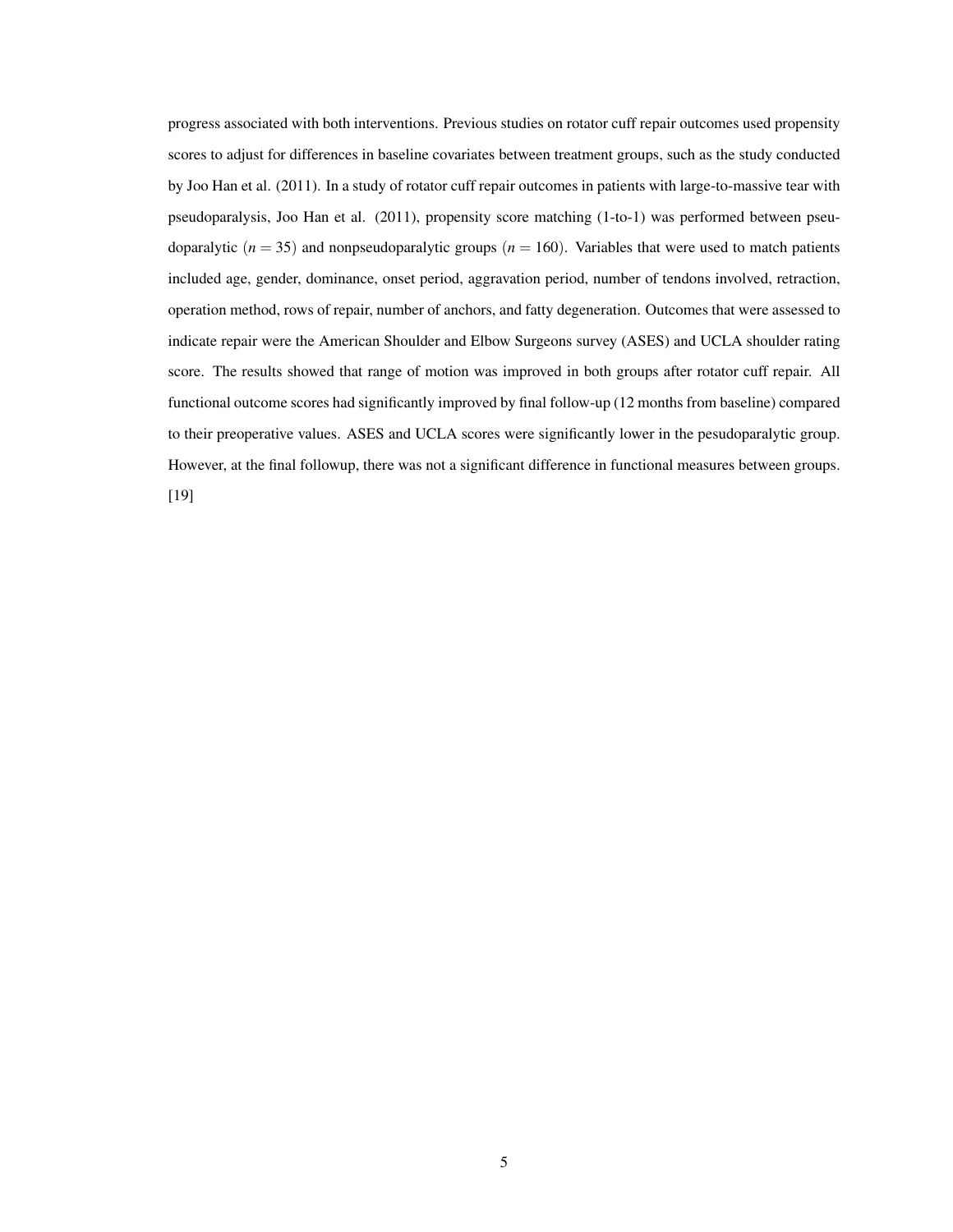progress associated with both interventions. Previous studies on rotator cuff repair outcomes used propensity scores to adjust for differences in baseline covariates between treatment groups, such as the study conducted by Joo Han et al. (2011). In a study of rotator cuff repair outcomes in patients with large-to-massive tear with pseudoparalysis, Joo Han et al. (2011), propensity score matching (1-to-1) was performed between pseudoparalytic ($n = 35$) and nonpseudoparalytic groups ($n = 160$). Variables that were used to match patients included age, gender, dominance, onset period, aggravation period, number of tendons involved, retraction, operation method, rows of repair, number of anchors, and fatty degeneration. Outcomes that were assessed to indicate repair were the American Shoulder and Elbow Surgeons survey (ASES) and UCLA shoulder rating score. The results showed that range of motion was improved in both groups after rotator cuff repair. All functional outcome scores had significantly improved by final follow-up (12 months from baseline) compared to their preoperative values. ASES and UCLA scores were significantly lower in the pesudoparalytic group. However, at the final followup, there was not a significant difference in functional measures between groups. [19]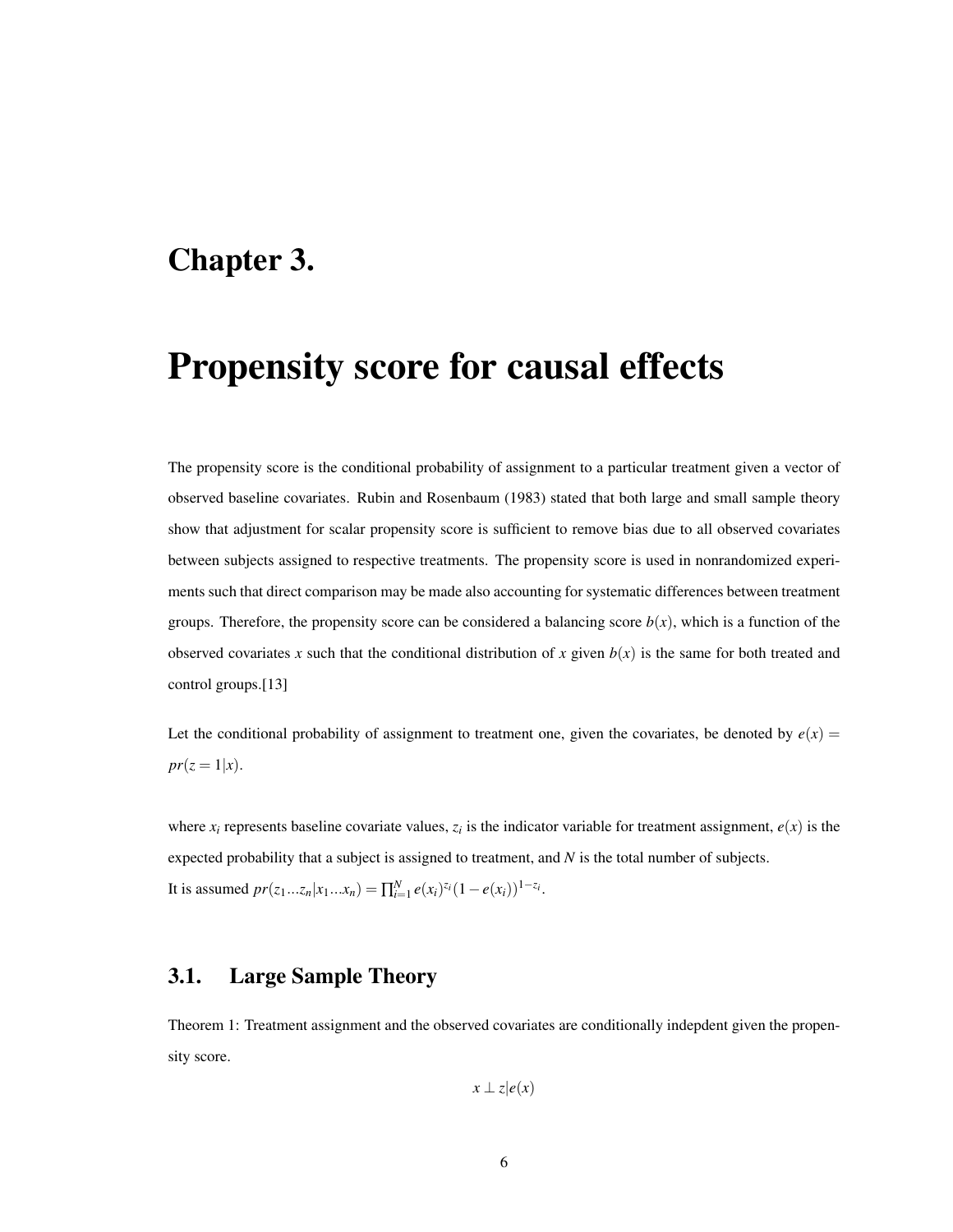# Chapter 3.

# Propensity score for causal effects

The propensity score is the conditional probability of assignment to a particular treatment given a vector of observed baseline covariates. Rubin and Rosenbaum (1983) stated that both large and small sample theory show that adjustment for scalar propensity score is sufficient to remove bias due to all observed covariates between subjects assigned to respective treatments. The propensity score is used in nonrandomized experiments such that direct comparison may be made also accounting for systematic differences between treatment groups. Therefore, the propensity score can be considered a balancing score $b(x)$, which is a function of the observed covariates $x$ such that the conditional distribution of $x$ given $b(x)$ is the same for both treated and control groups.[13]

Let the conditional probability of assignment to treatment one, given the covariates, be denoted by $e(x) = pr(z = 1|x)$.

where $x_i$ represents baseline covariate values, $z_i$ is the indicator variable for treatment assignment, $e(x)$ is the expected probability that a subject is assigned to treatment, and $N$ is the total number of subjects.
It is assumed $pr(z_1...z_n|x_1...x_n) = \prod_{i=1}^{N} e(x_i)^{z_i}(1-e(x_i))^{1-z_i}$.

## 3.1. Large Sample Theory

Theorem 1: Treatment assignment and the observed covariates are conditionally indepdent given the propensity score.

$$x \perp z|e(x)$$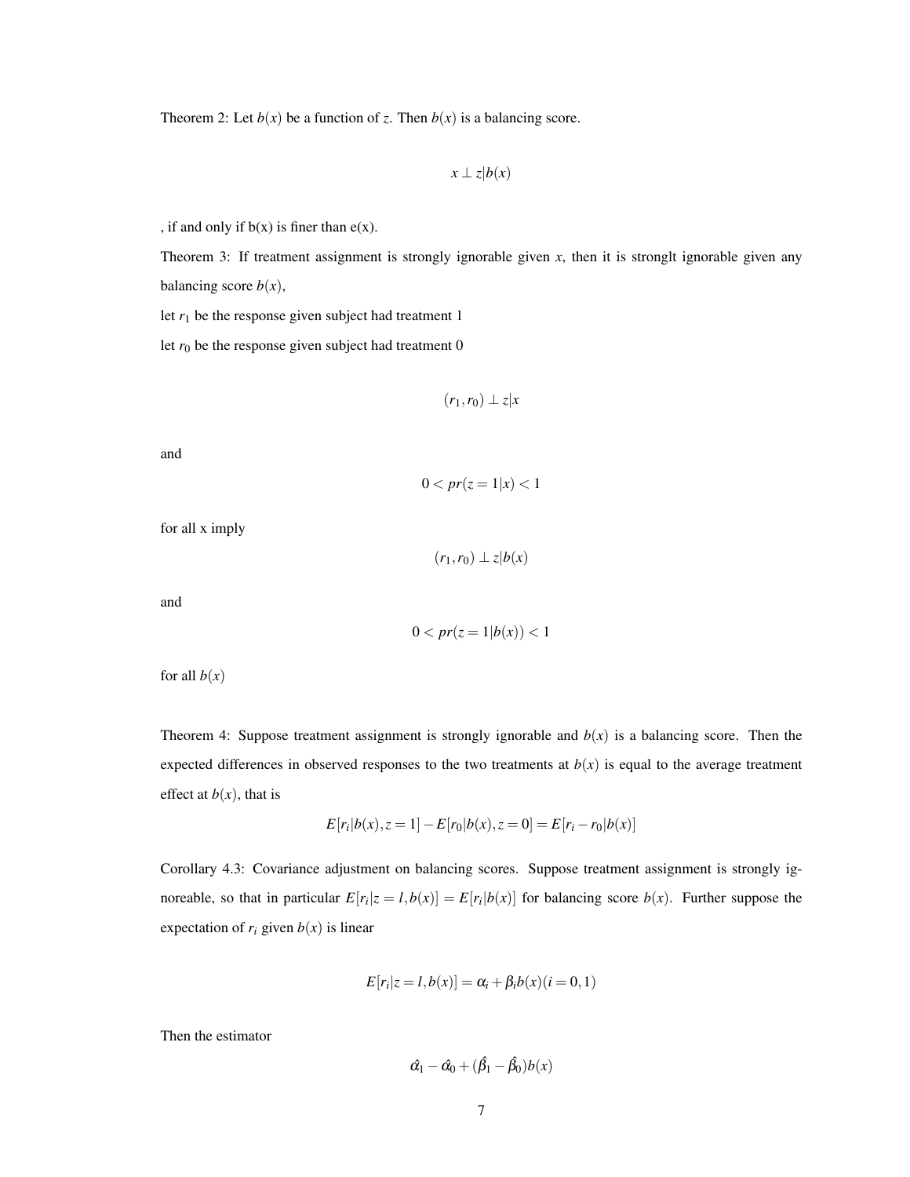Theorem 2: Let $b(x)$ be a function of $z$. Then $b(x)$ is a balancing score.

$$x \perp z | b(x)$$

, if and only if b(x) is finer than e(x).

Theorem 3: If treatment assignment is strongly ignorable given $x$, then it is stronglt ignorable given any balancing score $b(x)$,

let $r_1$ be the response given subject had treatment 1

let $r_0$ be the response given subject had treatment 0

$$(r_1, r_0) \perp z | x$$

and

$$0 < pr(z = 1|x) < 1$$

for all x imply

$$(r_1, r_0) \perp z | b(x)$$

and

$$0 < pr(z = 1|b(x)) < 1$$

for all $b(x)$

Theorem 4: Suppose treatment assignment is strongly ignorable and $b(x)$ is a balancing score. Then the expected differences in observed responses to the two treatments at $b(x)$ is equal to the average treatment effect at $b(x)$, that is

$$E[r_i|b(x), z = 1] - E[r_0|b(x), z = 0] = E[r_i - r_0|b(x)]$$

Corollary 4.3: Covariance adjustment on balancing scores. Suppose treatment assignment is strongly ignoreable, so that in particular $E[r_i|z = l, b(x)] = E[r_i|b(x)]$ for balancing score $b(x)$. Further suppose the expectation of $r_i$ given $b(x)$ is linear

$$E[r_i|z = l, b(x)] = \alpha_i + \beta_i b(x) (i = 0, 1)$$

Then the estimator

$$\hat{\alpha}_1 - \hat{\alpha}_0 + (\hat{\beta}_1 - \hat{\beta}_0) b(x)$$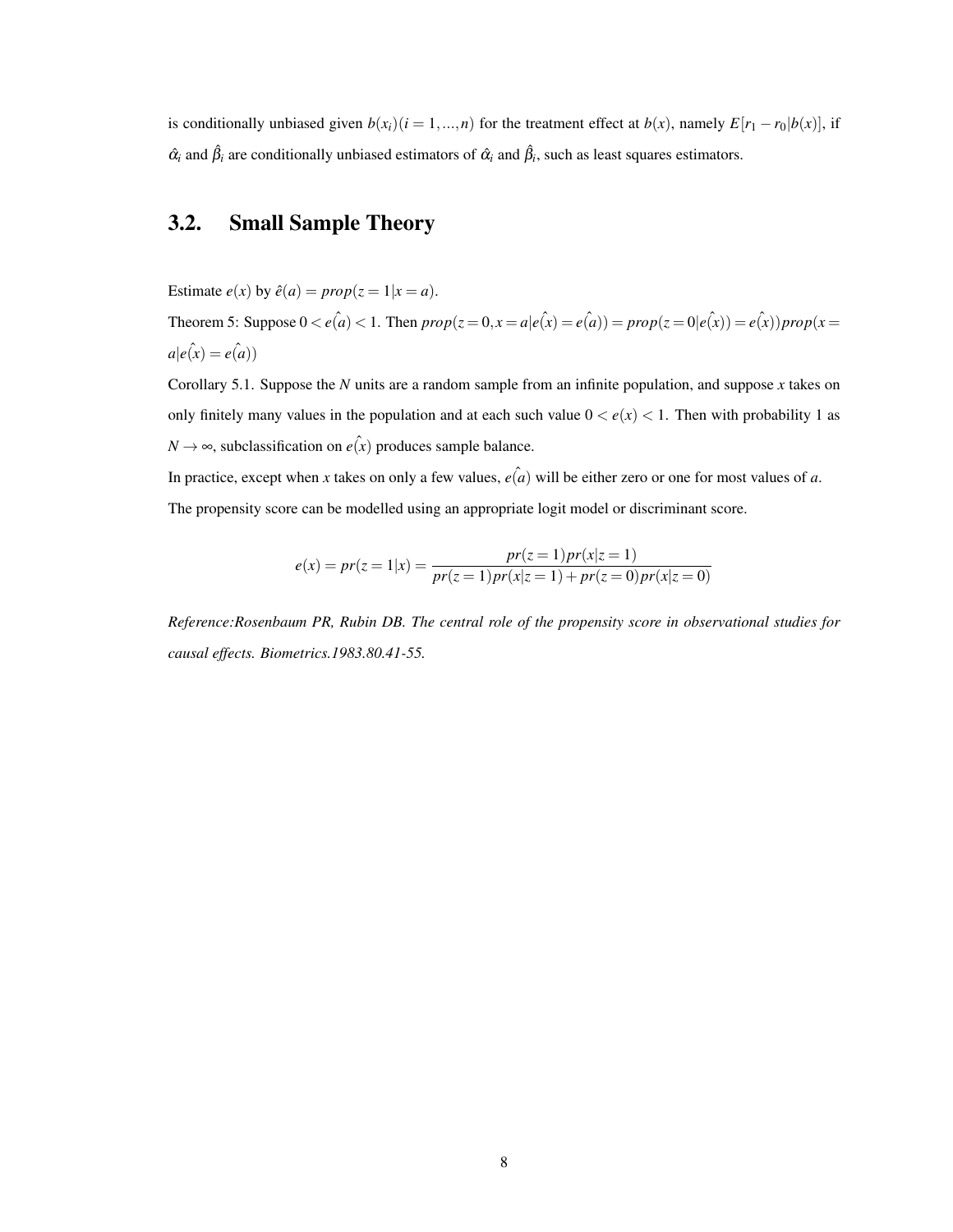is conditionally unbiased given $b(x_i)(i = 1, ..., n)$ for the treatment effect at $b(x)$, namely $E[r_1 - r_0|b(x)]$, if $\hat{\alpha}_i$ and $\hat{\beta}_i$ are conditionally unbiased estimators of $\hat{\alpha}_i$ and $\hat{\beta}_i$, such as least squares estimators.

## 3.2. Small Sample Theory

Estimate $e(x)$ by $\hat{e}(a) = prop(z = 1|x = a)$.

Theorem 5: Suppose $0 < \hat{e(a)} < 1$. Then $prop(z = 0, x = a|\hat{e(x)} = \hat{e(a)}) = prop(z = 0|\hat{e(x)}) = \hat{e(x)})prop(x = a|\hat{e(x)} = \hat{e(a)})$

Corollary 5.1. Suppose the $N$ units are a random sample from an infinite population, and suppose $x$ takes on only finitely many values in the population and at each such value $0 < e(x) < 1$. Then with probability 1 as $N \to \infty$, subclassification on $\hat{e(x)}$ produces sample balance.

In practice, except when $x$ takes on only a few values, $\hat{e(a)}$ will be either zero or one for most values of $a$.

The propensity score can be modelled using an appropriate logit model or discriminant score.

$$e(x) = pr(z = 1|x) = \frac{pr(z = 1)pr(x|z = 1)}{pr(z = 1)pr(x|z = 1) + pr(z = 0)pr(x|z = 0)}$$

*Reference:Rosenbaum PR, Rubin DB. The central role of the propensity score in observational studies for causal effects. Biometrics.1983.80.41-55.*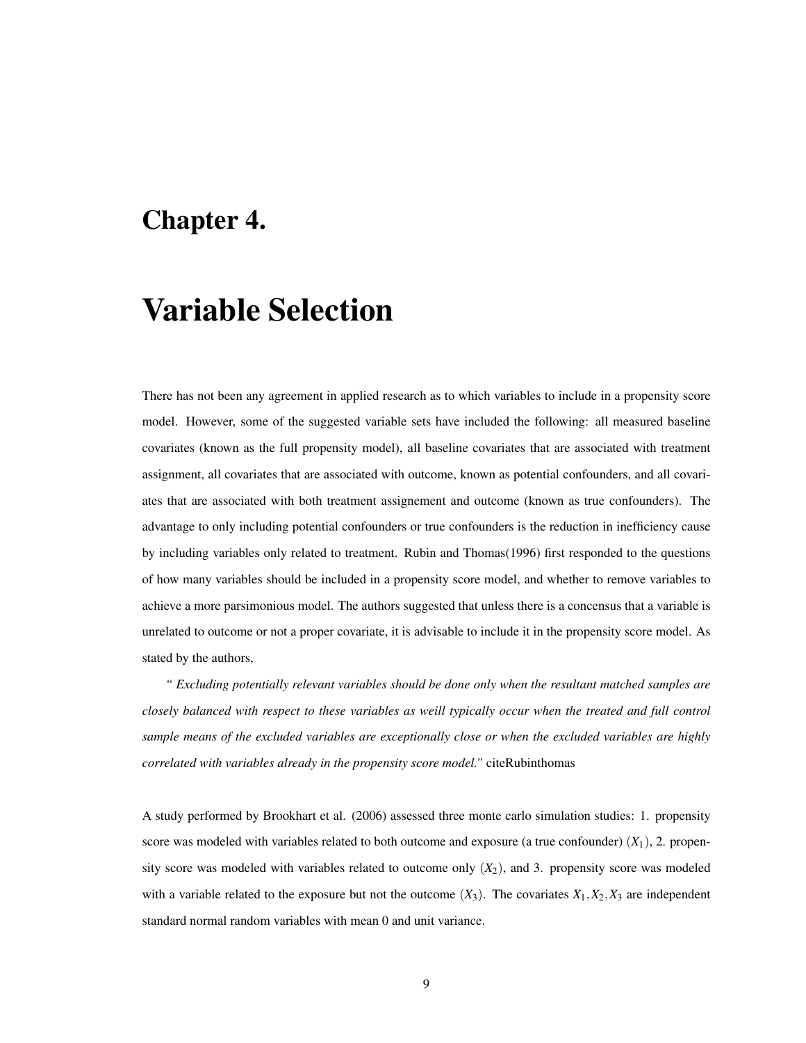# Chapter 4.

# Variable Selection

There has not been any agreement in applied research as to which variables to include in a propensity score model. However, some of the suggested variable sets have included the following: all measured baseline covariates (known as the full propensity model), all baseline covariates that are associated with treatment assignment, all covariates that are associated with outcome, known as potential confounders, and all covariates that are associated with both treatment assignement and outcome (known as true confounders). The advantage to only including potential confounders or true confounders is the reduction in inefficiency cause by including variables only related to treatment. Rubin and Thomas(1996) first responded to the questions of how many variables should be included in a propensity score model, and whether to remove variables to achieve a more parsimonious model. The authors suggested that unless there is a concensus that a variable is unrelated to outcome or not a proper covariate, it is advisable to include it in the propensity score model. As stated by the authors,

*" Excluding potentially relevant variables should be done only when the resultant matched samples are closely balanced with respect to these variables as weill typically occur when the treated and full control sample means of the excluded variables are exceptionally close or when the excluded variables are highly correlated with variables already in the propensity score model."* citeRubinthomas

A study performed by Brookhart et al. (2006) assessed three monte carlo simulation studies: 1. propensity score was modeled with variables related to both outcome and exposure (a true confounder) ($X_1$), 2. propensity score was modeled with variables related to outcome only ($X_2$), and 3. propensity score was modeled with a variable related to the exposure but not the outcome ($X_3$). The covariates $X_1, X_2, X_3$ are independent standard normal random variables with mean 0 and unit variance.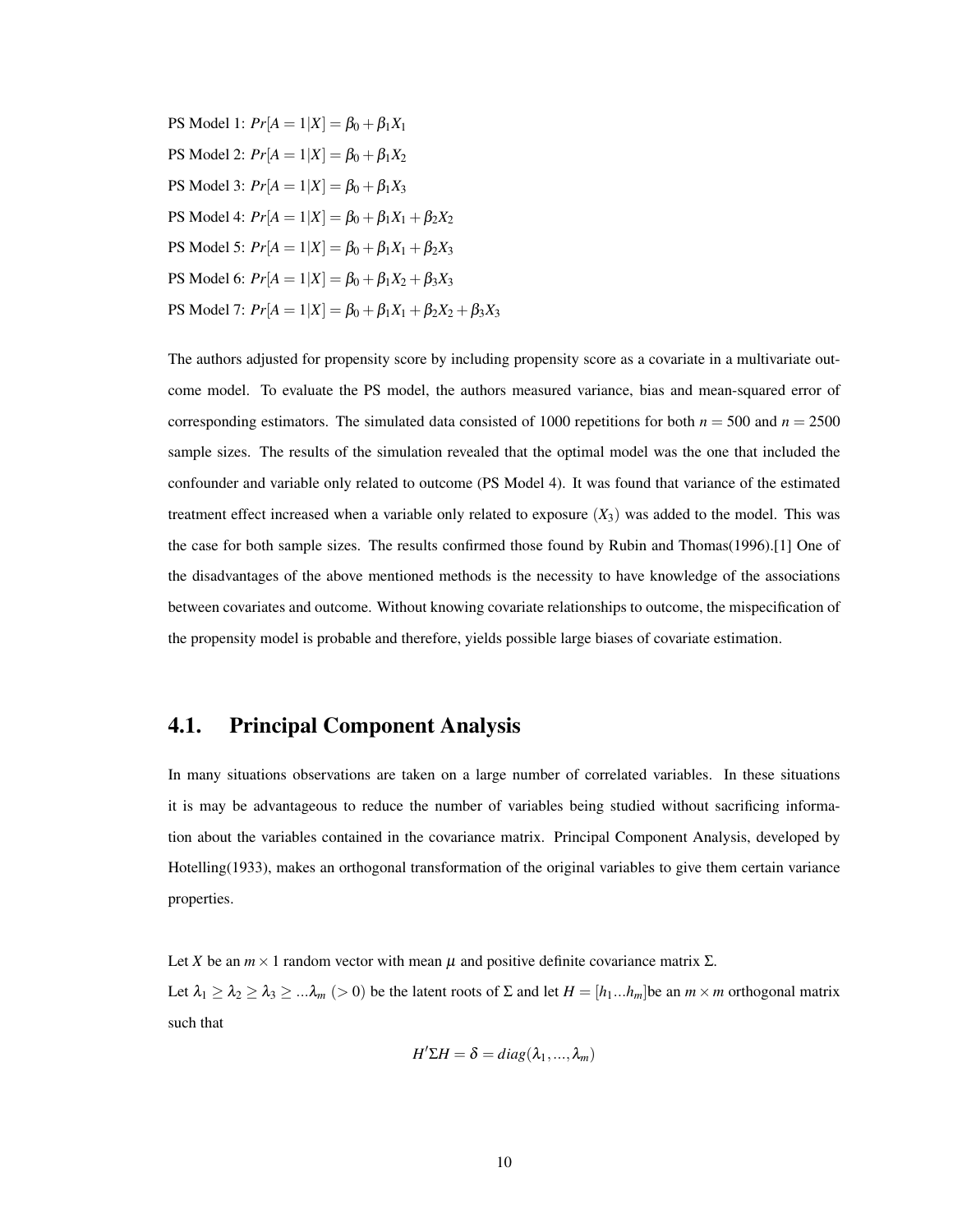PS Model 1: $Pr[A=1|X] = \beta_0 + \beta_1 X_1$

PS Model 2: $Pr[A=1|X] = \beta_0 + \beta_1 X_2$

PS Model 3: $Pr[A=1|X] = \beta_0 + \beta_1 X_3$

PS Model 4: $Pr[A=1|X] = \beta_0 + \beta_1 X_1 + \beta_2 X_2$

PS Model 5: $Pr[A=1|X] = \beta_0 + \beta_1 X_1 + \beta_2 X_3$

PS Model 6: $Pr[A=1|X] = \beta_0 + \beta_1 X_2 + \beta_3 X_3$

PS Model 7: $Pr[A=1|X] = \beta_0 + \beta_1 X_1 + \beta_2 X_2 + \beta_3 X_3$

The authors adjusted for propensity score by including propensity score as a covariate in a multivariate outcome model. To evaluate the PS model, the authors measured variance, bias and mean-squared error of corresponding estimators. The simulated data consisted of 1000 repetitions for both $n = 500$ and $n = 2500$ sample sizes. The results of the simulation revealed that the optimal model was the one that included the confounder and variable only related to outcome (PS Model 4). It was found that variance of the estimated treatment effect increased when a variable only related to exposure ($X_3$) was added to the model. This was the case for both sample sizes. The results confirmed those found by Rubin and Thomas(1996).[1] One of the disadvantages of the above mentioned methods is the necessity to have knowledge of the associations between covariates and outcome. Without knowing covariate relationships to outcome, the mispecification of the propensity model is probable and therefore, yields possible large biases of covariate estimation.

## 4.1. Principal Component Analysis

In many situations observations are taken on a large number of correlated variables. In these situations it is may be advantageous to reduce the number of variables being studied without sacrificing information about the variables contained in the covariance matrix. Principal Component Analysis, developed by Hotelling(1933), makes an orthogonal transformation of the original variables to give them certain variance properties.

Let $X$ be an $m \times 1$ random vector with mean $\mu$ and positive definite covariance matrix $\Sigma$.
Let $\lambda_1 \geq \lambda_2 \geq \lambda_3 \geq ...\lambda_m$ $(> 0)$ be the latent roots of $\Sigma$ and let $H = [h_1...h_m]$be an $m \times m$ orthogonal matrix such that

$$H'\Sigma H = \delta = diag(\lambda_1, ..., \lambda_m)$$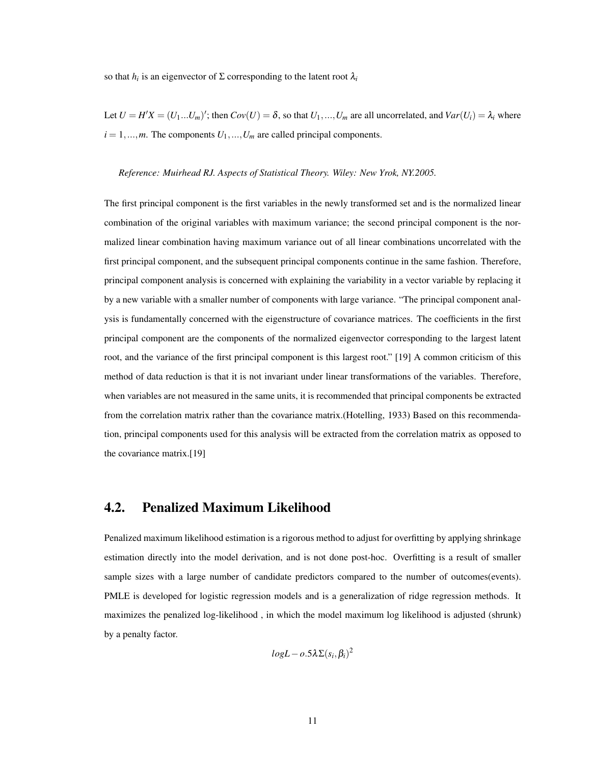so that $h_i$ is an eigenvector of $\Sigma$ corresponding to the latent root $\lambda_i$

Let $U = H'X = (U_1...U_m)'$; then $Cov(U) = \delta$, so that $U_1, ..., U_m$ are all uncorrelated, and $Var(U_i) = \lambda_i$ where $i = 1, ..., m$. The components $U_1, ..., U_m$ are called principal components.

*Reference: Muirhead RJ. Aspects of Statistical Theory. Wiley: New Yrok, NY.2005.*

The first principal component is the first variables in the newly transformed set and is the normalized linear combination of the original variables with maximum variance; the second principal component is the normalized linear combination having maximum variance out of all linear combinations uncorrelated with the first principal component, and the subsequent principal components continue in the same fashion. Therefore, principal component analysis is concerned with explaining the variability in a vector variable by replacing it by a new variable with a smaller number of components with large variance. "The principal component analysis is fundamentally concerned with the eigenstructure of covariance matrices. The coefficients in the first principal component are the components of the normalized eigenvector corresponding to the largest latent root, and the variance of the first principal component is this largest root." [19] A common criticism of this method of data reduction is that it is not invariant under linear transformations of the variables. Therefore, when variables are not measured in the same units, it is recommended that principal components be extracted from the correlation matrix rather than the covariance matrix.(Hotelling, 1933) Based on this recommendation, principal components used for this analysis will be extracted from the correlation matrix as opposed to the covariance matrix.[19]

## 4.2. Penalized Maximum Likelihood

Penalized maximum likelihood estimation is a rigorous method to adjust for overfitting by applying shrinkage estimation directly into the model derivation, and is not done post-hoc. Overfitting is a result of smaller sample sizes with a large number of candidate predictors compared to the number of outcomes(events). PMLE is developed for logistic regression models and is a generalization of ridge regression methods. It maximizes the penalized log-likelihood , in which the model maximum log likelihood is adjusted (shrunk) by a penalty factor.

$$logL - o.5\lambda\Sigma(s_i, \beta_i)^2$$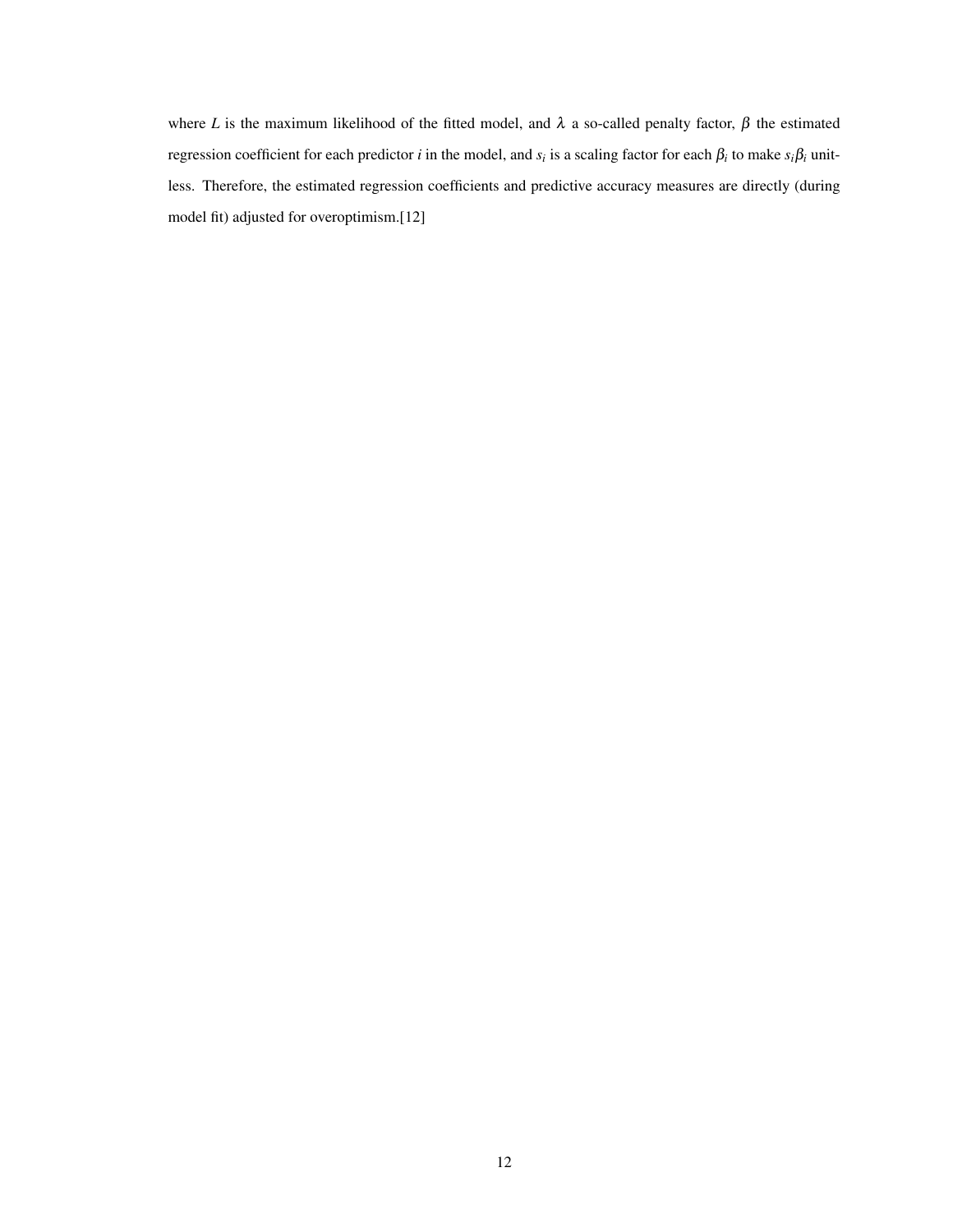where $L$ is the maximum likelihood of the fitted model, and $\lambda$ a so-called penalty factor, $\beta$ the estimated regression coefficient for each predictor $i$ in the model, and $s_i$ is a scaling factor for each $\beta_i$ to make $s_i\beta_i$ unitless. Therefore, the estimated regression coefficients and predictive accuracy measures are directly (during model fit) adjusted for overoptimism.[12]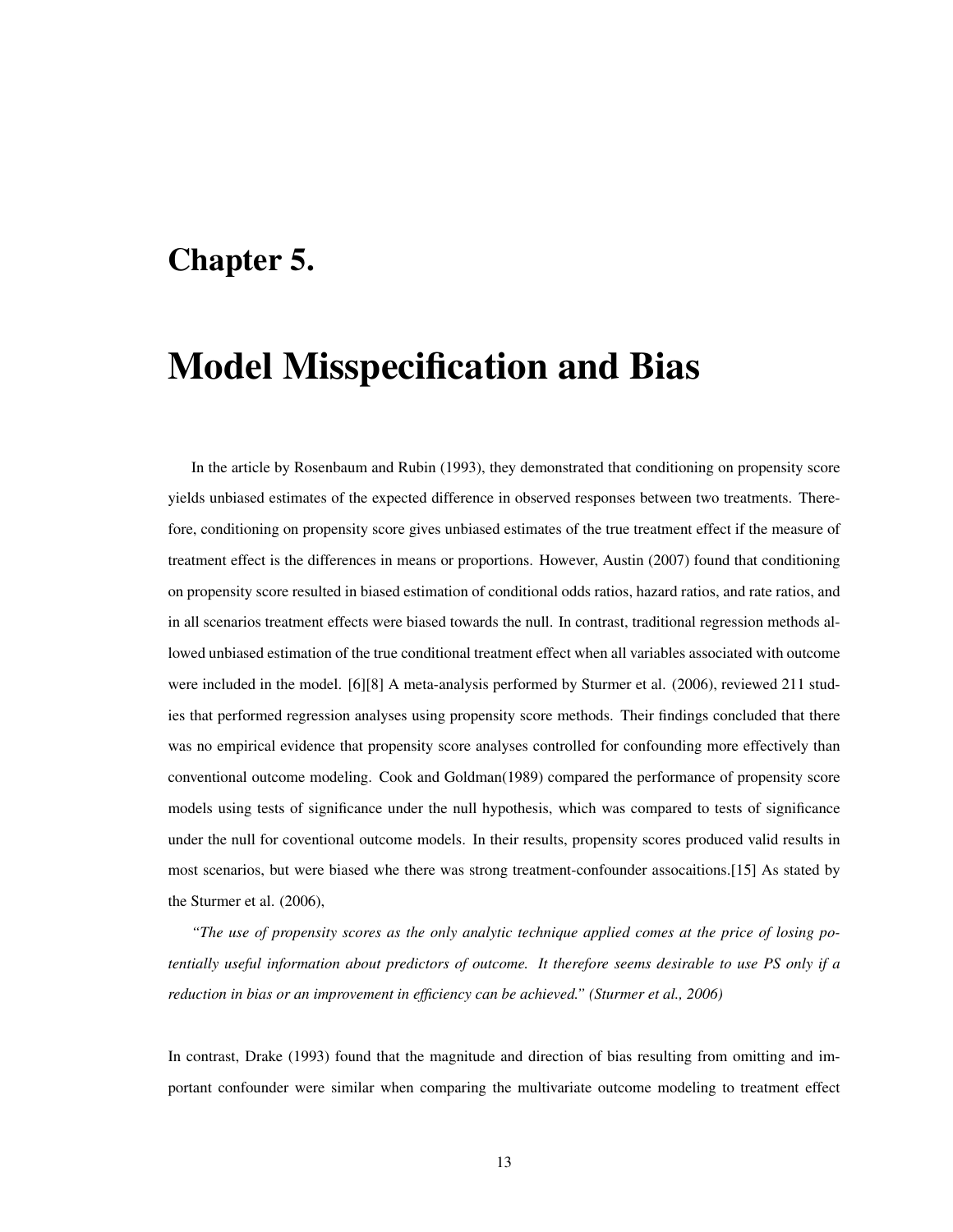# Chapter 5.

# Model Misspecification and Bias

In the article by Rosenbaum and Rubin (1993), they demonstrated that conditioning on propensity score yields unbiased estimates of the expected difference in observed responses between two treatments. Therefore, conditioning on propensity score gives unbiased estimates of the true treatment effect if the measure of treatment effect is the differences in means or proportions. However, Austin (2007) found that conditioning on propensity score resulted in biased estimation of conditional odds ratios, hazard ratios, and rate ratios, and in all scenarios treatment effects were biased towards the null. In contrast, traditional regression methods allowed unbiased estimation of the true conditional treatment effect when all variables associated with outcome were included in the model. [6][8] A meta-analysis performed by Sturmer et al. (2006), reviewed 211 studies that performed regression analyses using propensity score methods. Their findings concluded that there was no empirical evidence that propensity score analyses controlled for confounding more effectively than conventional outcome modeling. Cook and Goldman(1989) compared the performance of propensity score models using tests of significance under the null hypothesis, which was compared to tests of significance under the null for coventional outcome models. In their results, propensity scores produced valid results in most scenarios, but were biased whe there was strong treatment-confounder assocaitions.[15] As stated by the Sturmer et al. (2006),

*"The use of propensity scores as the only analytic technique applied comes at the price of losing potentially useful information about predictors of outcome. It therefore seems desirable to use PS only if a reduction in bias or an improvement in efficiency can be achieved." (Sturmer et al., 2006)*

In contrast, Drake (1993) found that the magnitude and direction of bias resulting from omitting and important confounder were similar when comparing the multivariate outcome modeling to treatment effect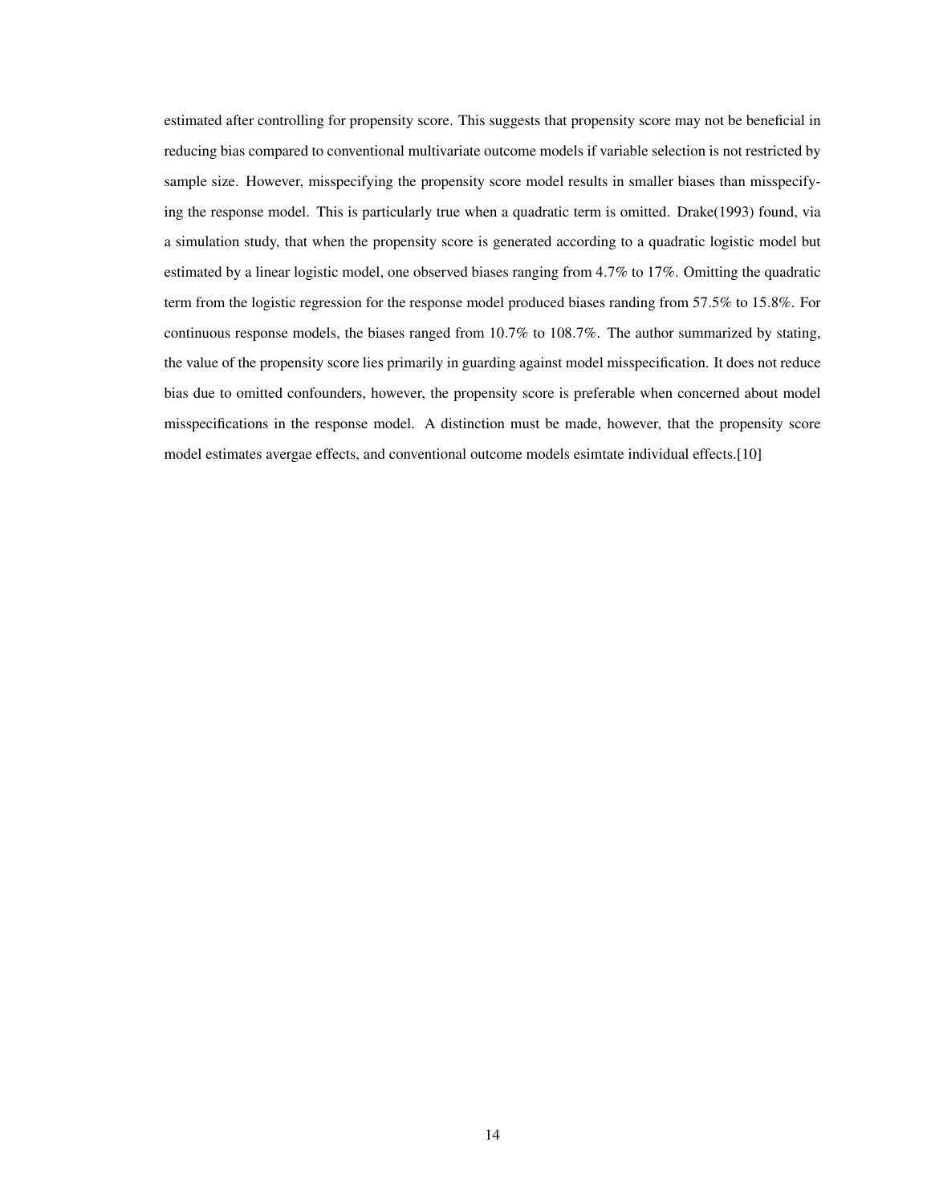estimated after controlling for propensity score. This suggests that propensity score may not be beneficial in reducing bias compared to conventional multivariate outcome models if variable selection is not restricted by sample size. However, misspecifying the propensity score model results in smaller biases than misspecifying the response model. This is particularly true when a quadratic term is omitted. Drake(1993) found, via a simulation study, that when the propensity score is generated according to a quadratic logistic model but estimated by a linear logistic model, one observed biases ranging from 4.7% to 17%. Omitting the quadratic term from the logistic regression for the response model produced biases randing from 57.5% to 15.8%. For continuous response models, the biases ranged from 10.7% to 108.7%. The author summarized by stating, the value of the propensity score lies primarily in guarding against model misspecification. It does not reduce bias due to omitted confounders, however, the propensity score is preferable when concerned about model misspecifications in the response model. A distinction must be made, however, that the propensity score model estimates avergae effects, and conventional outcome models esimtate individual effects.[10]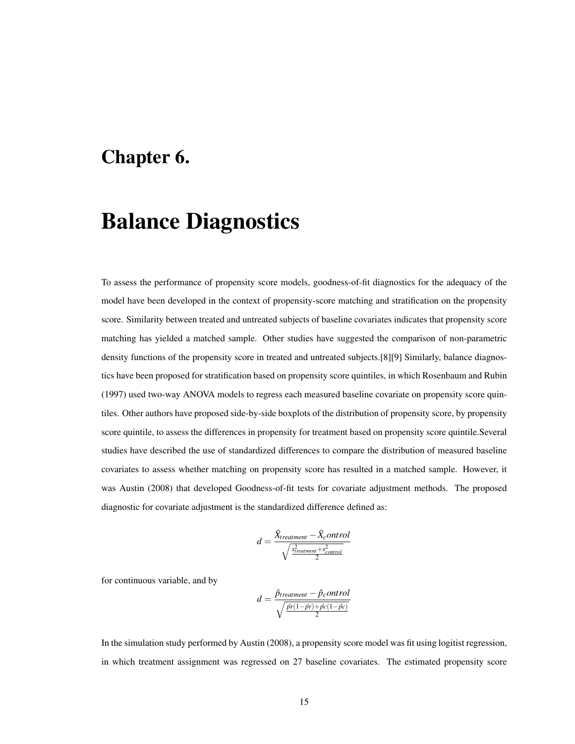# Chapter 6.

# Balance Diagnostics

To assess the performance of propensity score models, goodness-of-fit diagnostics for the adequacy of the model have been developed in the context of propensity-score matching and stratification on the propensity score. Similarity between treated and untreated subjects of baseline covariates indicates that propensity score matching has yielded a matched sample. Other studies have suggested the comparison of non-parametric density functions of the propensity score in treated and untreated subjects.[8][9] Similarly, balance diagnostics have been proposed for stratification based on propensity score quintiles, in which Rosenbaum and Rubin (1997) used two-way ANOVA models to regress each measured baseline covariate on propensity score quintiles. Other authors have proposed side-by-side boxplots of the distribution of propensity score, by propensity score quintile, to assess the differences in propensity for treatment based on propensity score quintile.Several studies have described the use of standardized differences to compare the distribution of measured baseline covariates to assess whether matching on propensity score has resulted in a matched sample. However, it was Austin (2008) that developed Goodness-of-fit tests for covariate adjustment methods. The proposed diagnostic for covariate adjustment is the standardized difference defined as:

$$d = \frac{\bar{X}_{treatment} - \bar{X}_control}{\sqrt{\frac{s^2_{treatment} + s^2_{control}}{2}}}$$

for continuous variable, and by

$$d = \frac{\hat{p}_{treatment} - \hat{p}_control}{\sqrt{\frac{\hat{pr}(1-\hat{pr}) + \hat{pc}(1-\hat{pc})}{2}}}$$

In the simulation study performed by Austin (2008), a propensity score model was fit using logistit regression, in which treatment assignment was regressed on 27 baseline covariates. The estimated propensity score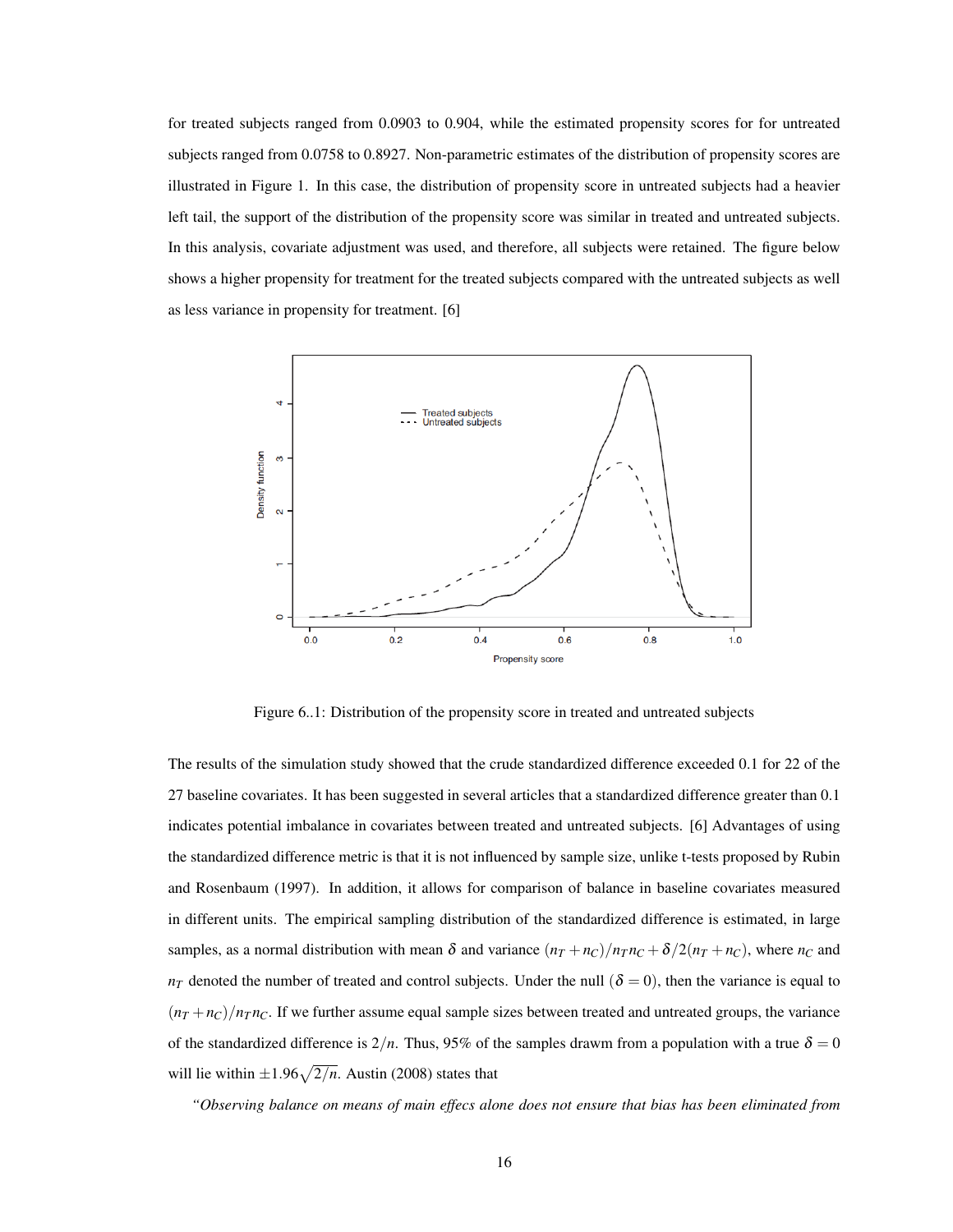for treated subjects ranged from 0.0903 to 0.904, while the estimated propensity scores for for untreated subjects ranged from 0.0758 to 0.8927. Non-parametric estimates of the distribution of propensity scores are illustrated in Figure 1. In this case, the distribution of propensity score in untreated subjects had a heavier left tail, the support of the distribution of the propensity score was similar in treated and untreated subjects. In this analysis, covariate adjustment was used, and therefore, all subjects were retained. The figure below shows a higher propensity for treatment for the treated subjects compared with the untreated subjects as well as less variance in propensity for treatment. [6]

Figure 6..1: Distribution of the propensity score in treated and untreated subjects

The results of the simulation study showed that the crude standardized difference exceeded 0.1 for 22 of the 27 baseline covariates. It has been suggested in several articles that a standardized difference greater than 0.1 indicates potential imbalance in covariates between treated and untreated subjects. [6] Advantages of using the standardized difference metric is that it is not influenced by sample size, unlike t-tests proposed by Rubin and Rosenbaum (1997). In addition, it allows for comparison of balance in baseline covariates measured in different units. The empirical sampling distribution of the standardized difference is estimated, in large samples, as a normal distribution with mean $\delta$ and variance $(n_T + n_C)/n_T n_C + \delta/2(n_T + n_C)$, where $n_C$ and $n_T$ denoted the number of treated and control subjects. Under the null ($\delta = 0$), then the variance is equal to $(n_T + n_C)/n_T n_C$. If we further assume equal sample sizes between treated and untreated groups, the variance of the standardized difference is $2/n$. Thus, 95% of the samples drawm from a population with a true $\delta = 0$ will lie within $\pm 1.96\sqrt{2/n}$. Austin (2008) states that

*"Observing balance on means of main effects alone does not ensure that bias has been eliminated from*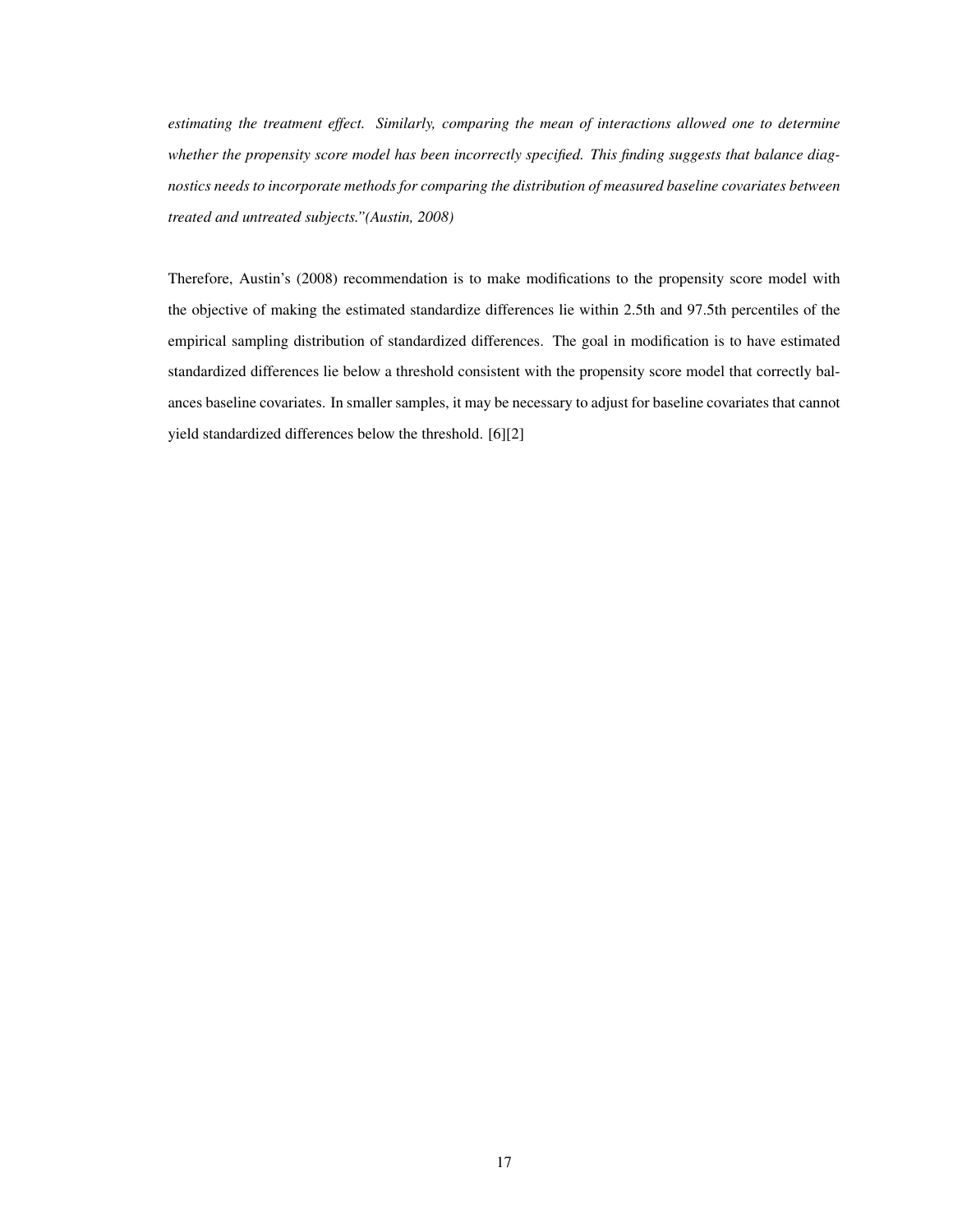*estimating the treatment effect. Similarly, comparing the mean of interactions allowed one to determine whether the propensity score model has been incorrectly specified. This finding suggests that balance diagnostics needs to incorporate methods for comparing the distribution of measured baseline covariates between treated and untreated subjects."(Austin, 2008)*

Therefore, Austin's (2008) recommendation is to make modifications to the propensity score model with the objective of making the estimated standardize differences lie within 2.5th and 97.5th percentiles of the empirical sampling distribution of standardized differences. The goal in modification is to have estimated standardized differences lie below a threshold consistent with the propensity score model that correctly balances baseline covariates. In smaller samples, it may be necessary to adjust for baseline covariates that cannot yield standardized differences below the threshold. [6][2]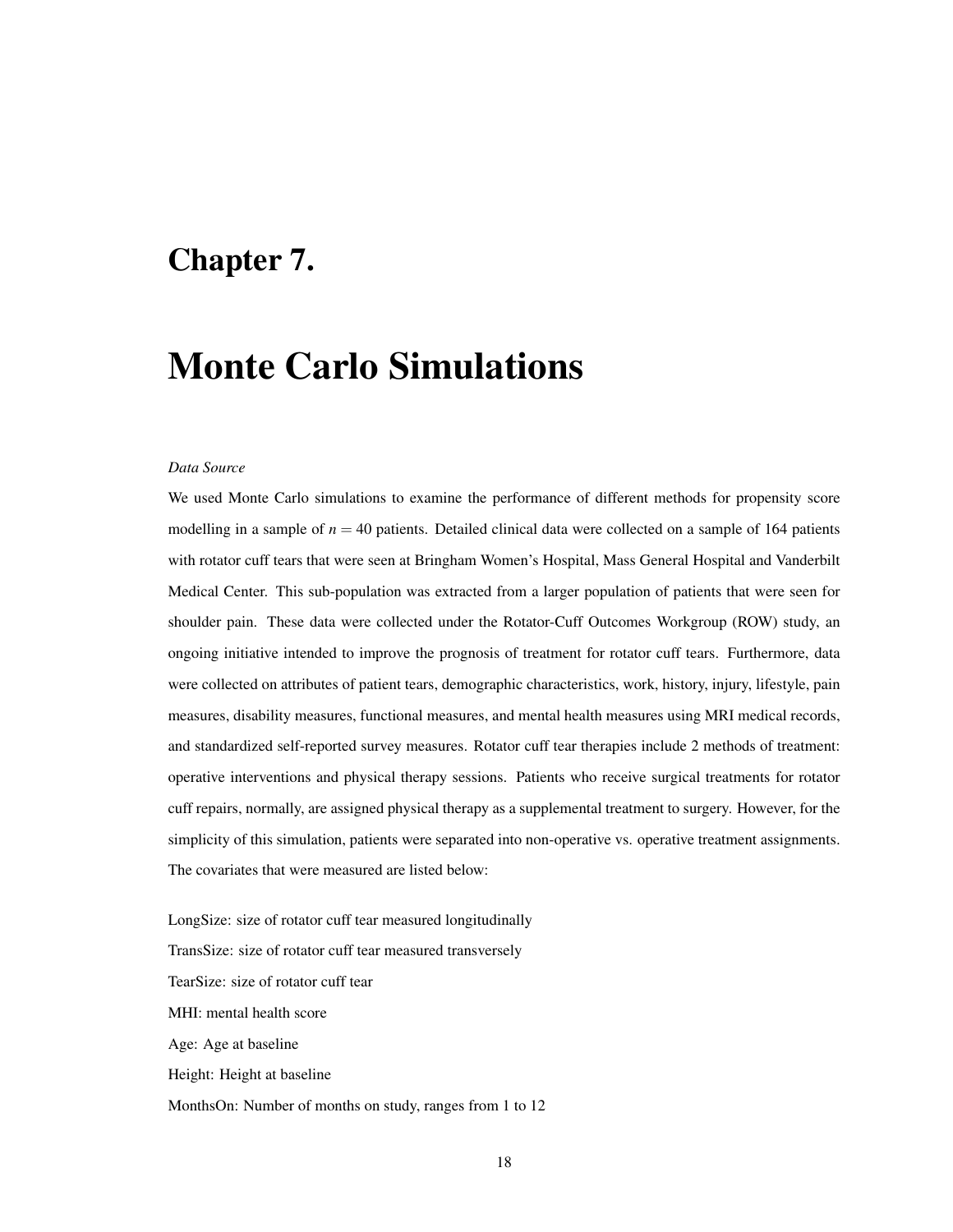# Chapter 7.

# Monte Carlo Simulations

*Data Source*

We used Monte Carlo simulations to examine the performance of different methods for propensity score modelling in a sample of $n = 40$ patients. Detailed clinical data were collected on a sample of 164 patients with rotator cuff tears that were seen at Bringham Women's Hospital, Mass General Hospital and Vanderbilt Medical Center. This sub-population was extracted from a larger population of patients that were seen for shoulder pain. These data were collected under the Rotator-Cuff Outcomes Workgroup (ROW) study, an ongoing initiative intended to improve the prognosis of treatment for rotator cuff tears. Furthermore, data were collected on attributes of patient tears, demographic characteristics, work, history, injury, lifestyle, pain measures, disability measures, functional measures, and mental health measures using MRI medical records, and standardized self-reported survey measures. Rotator cuff tear therapies include 2 methods of treatment: operative interventions and physical therapy sessions. Patients who receive surgical treatments for rotator cuff repairs, normally, are assigned physical therapy as a supplemental treatment to surgery. However, for the simplicity of this simulation, patients were separated into non-operative vs. operative treatment assignments. The covariates that were measured are listed below:

LongSize: size of rotator cuff tear measured longitudinally

TransSize: size of rotator cuff tear measured transversely

TearSize: size of rotator cuff tear

MHI: mental health score

Age: Age at baseline

Height: Height at baseline

MonthsOn: Number of months on study, ranges from 1 to 12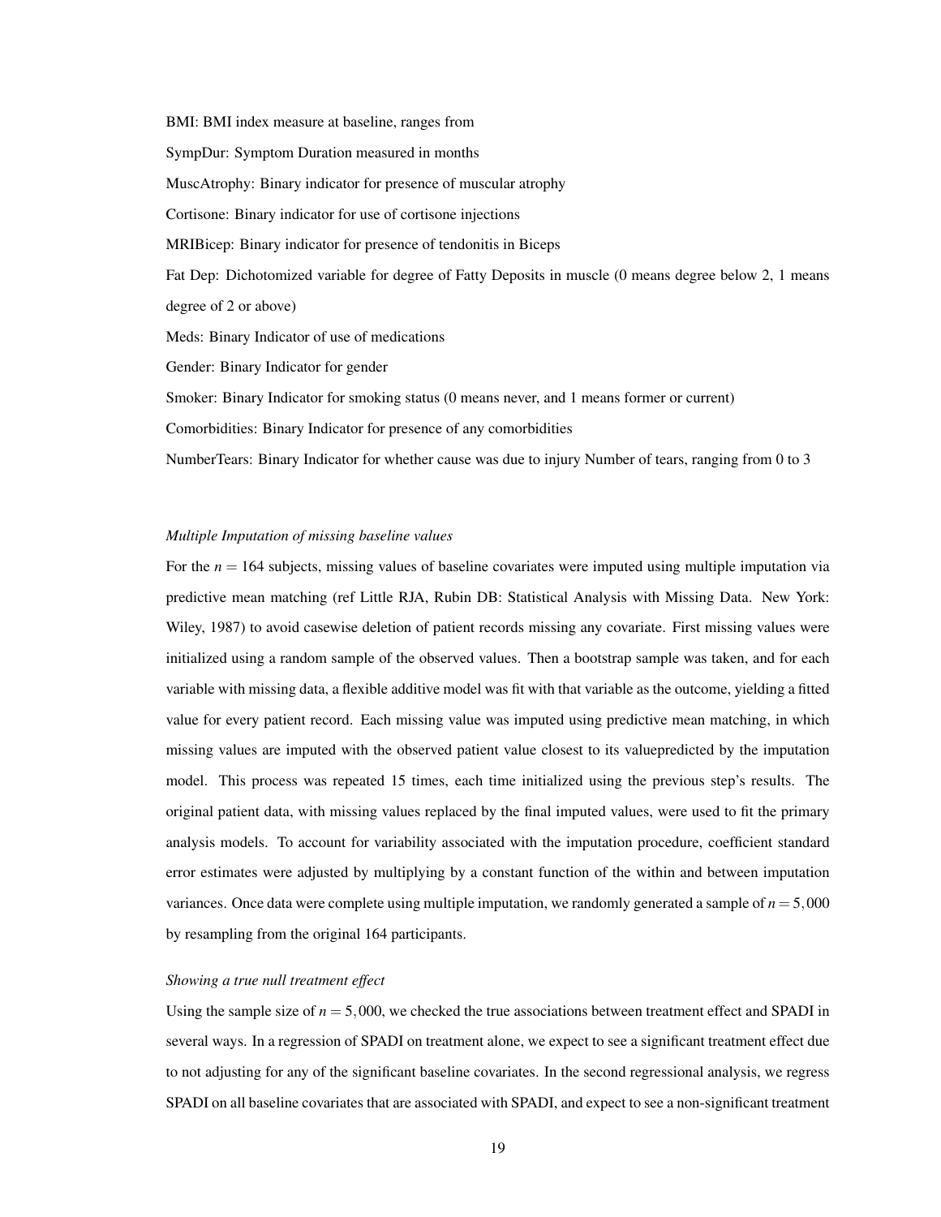BMI: BMI index measure at baseline, ranges from

SympDur: Symptom Duration measured in months

MuscAtrophy: Binary indicator for presence of muscular atrophy

Cortisone: Binary indicator for use of cortisone injections

MRIBicep: Binary indicator for presence of tendonitis in Biceps

Fat Dep: Dichotomized variable for degree of Fatty Deposits in muscle (0 means degree below 2, 1 means degree of 2 or above)

Meds: Binary Indicator of use of medications

Gender: Binary Indicator for gender

Smoker: Binary Indicator for smoking status (0 means never, and 1 means former or current)

Comorbidities: Binary Indicator for presence of any comorbidities

NumberTears: Binary Indicator for whether cause was due to injury Number of tears, ranging from 0 to 3

*Multiple Imputation of missing baseline values*

For the $n = 164$ subjects, missing values of baseline covariates were imputed using multiple imputation via predictive mean matching (ref Little RJA, Rubin DB: Statistical Analysis with Missing Data. New York: Wiley, 1987) to avoid casewise deletion of patient records missing any covariate. First missing values were initialized using a random sample of the observed values. Then a bootstrap sample was taken, and for each variable with missing data, a flexible additive model was fit with that variable as the outcome, yielding a fitted value for every patient record. Each missing value was imputed using predictive mean matching, in which missing values are imputed with the observed patient value closest to its valuepredicted by the imputation model. This process was repeated 15 times, each time initialized using the previous step's results. The original patient data, with missing values replaced by the final imputed values, were used to fit the primary analysis models. To account for variability associated with the imputation procedure, coefficient standard error estimates were adjusted by multiplying by a constant function of the within and between imputation variances. Once data were complete using multiple imputation, we randomly generated a sample of $n = 5,000$ by resampling from the original 164 participants.

*Showing a true null treatment effect*

Using the sample size of $n = 5,000$, we checked the true associations between treatment effect and SPADI in several ways. In a regression of SPADI on treatment alone, we expect to see a significant treatment effect due to not adjusting for any of the significant baseline covariates. In the second regressional analysis, we regress SPADI on all baseline covariates that are associated with SPADI, and expect to see a non-significant treatment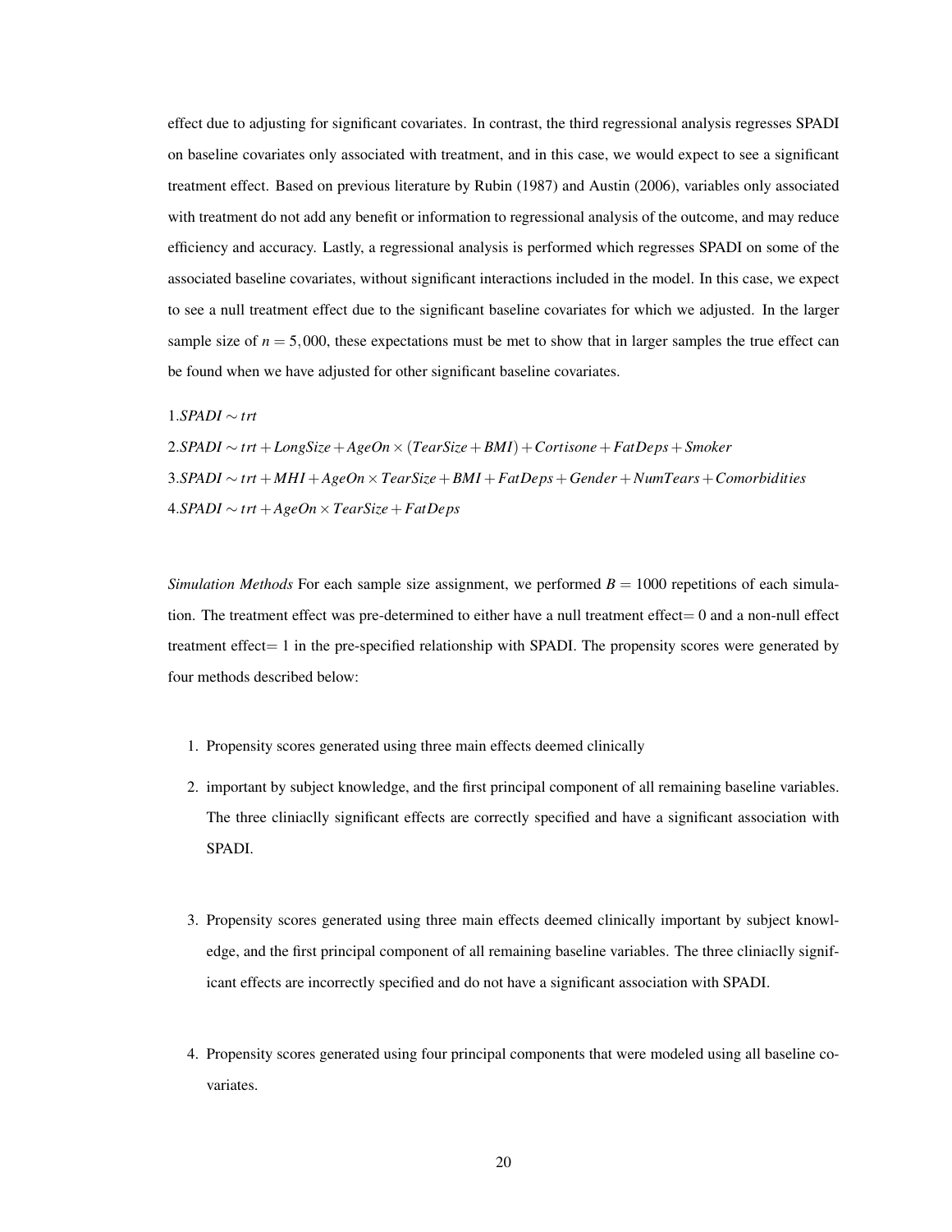effect due to adjusting for significant covariates. In contrast, the third regressional analysis regresses SPADI on baseline covariates only associated with treatment, and in this case, we would expect to see a significant treatment effect. Based on previous literature by Rubin (1987) and Austin (2006), variables only associated with treatment do not add any benefit or information to regressional analysis of the outcome, and may reduce efficiency and accuracy. Lastly, a regressional analysis is performed which regresses SPADI on some of the associated baseline covariates, without significant interactions included in the model. In this case, we expect to see a null treatment effect due to the significant baseline covariates for which we adjusted. In the larger sample size of $n = 5,000$, these expectations must be met to show that in larger samples the true effect can be found when we have adjusted for other significant baseline covariates.

1.$SPADI \sim trt$

2.$SPADI \sim trt + LongSize + AgeOn \times (TearSize + BMI) + Cortisone + FatDeps + Smoker$

3.$SPADI \sim trt + MHI + AgeOn \times TearSize + BMI + FatDeps + Gender + NumTears + Comorbidities$

4.$SPADI \sim trt + AgeOn \times TearSize + FatDeps$

*Simulation Methods* For each sample size assignment, we performed $B = 1000$ repetitions of each simulation. The treatment effect was pre-determined to either have a null treatment effect$= 0$ and a non-null effect treatment effect$= 1$ in the pre-specified relationship with SPADI. The propensity scores were generated by four methods described below:

1. Propensity scores generated using three main effects deemed clinically

2. important by subject knowledge, and the first principal component of all remaining baseline variables. The three cliniaclly significant effects are correctly specified and have a significant association with SPADI.

3. Propensity scores generated using three main effects deemed clinically important by subject knowledge, and the first principal component of all remaining baseline variables. The three cliniaclly significant effects are incorrectly specified and do not have a significant association with SPADI.

4. Propensity scores generated using four principal components that were modeled using all baseline covariates.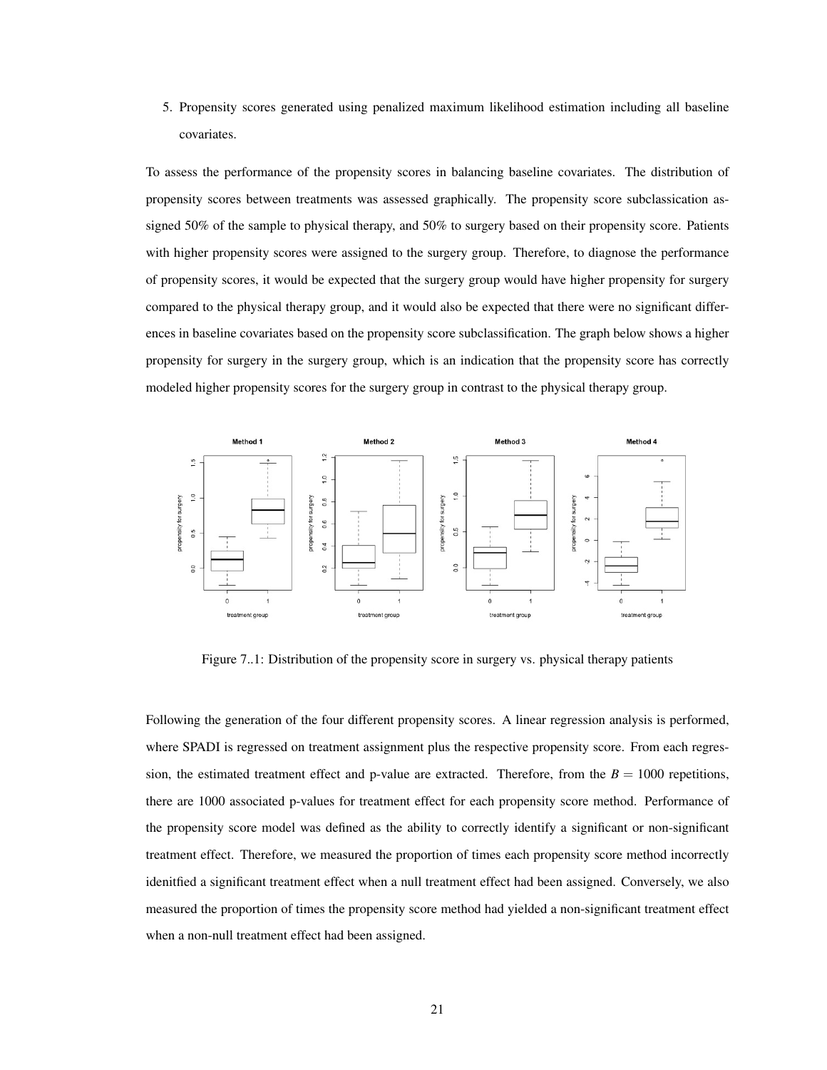5. Propensity scores generated using penalized maximum likelihood estimation including all baseline covariates.

To assess the performance of the propensity scores in balancing baseline covariates. The distribution of propensity scores between treatments was assessed graphically. The propensity score subclassication assigned 50% of the sample to physical therapy, and 50% to surgery based on their propensity score. Patients with higher propensity scores were assigned to the surgery group. Therefore, to diagnose the performance of propensity scores, it would be expected that the surgery group would have higher propensity for surgery compared to the physical therapy group, and it would also be expected that there were no significant differences in baseline covariates based on the propensity score subclassification. The graph below shows a higher propensity for surgery in the surgery group, which is an indication that the propensity score has correctly modeled higher propensity scores for the surgery group in contrast to the physical therapy group.

Figure 7..1: Distribution of the propensity score in surgery vs. physical therapy patients

Following the generation of the four different propensity scores. A linear regression analysis is performed, where SPADI is regressed on treatment assignment plus the respective propensity score. From each regression, the estimated treatment effect and p-value are extracted. Therefore, from the $B = 1000$ repetitions, there are 1000 associated p-values for treatment effect for each propensity score method. Performance of the propensity score model was defined as the ability to correctly identify a significant or non-significant treatment effect. Therefore, we measured the proportion of times each propensity score method incorrectly idenitfied a significant treatment effect when a null treatment effect had been assigned. Conversely, we also measured the proportion of times the propensity score method had yielded a non-significant treatment effect when a non-null treatment effect had been assigned.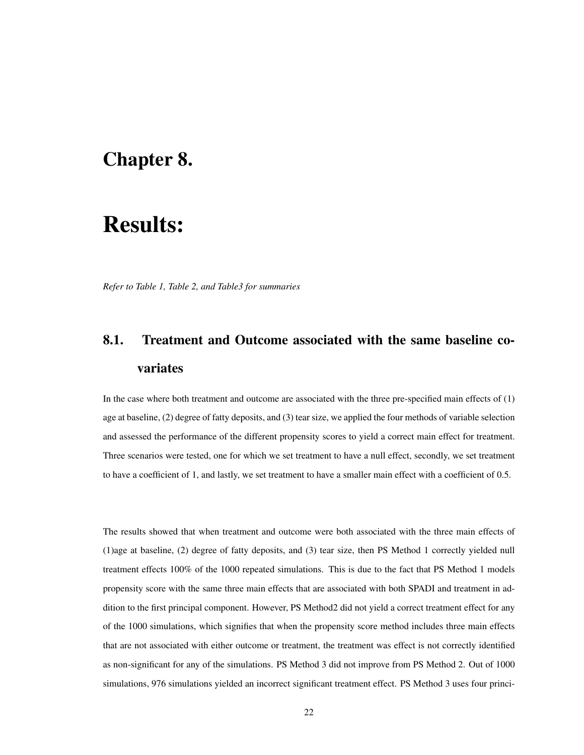# Chapter 8.

# Results:

*Refer to Table 1, Table 2, and Table3 for summaries*

## 8.1. Treatment and Outcome associated with the same baseline covariates

In the case where both treatment and outcome are associated with the three pre-specified main effects of (1) age at baseline, (2) degree of fatty deposits, and (3) tear size, we applied the four methods of variable selection and assessed the performance of the different propensity scores to yield a correct main effect for treatment. Three scenarios were tested, one for which we set treatment to have a null effect, secondly, we set treatment to have a coefficient of 1, and lastly, we set treatment to have a smaller main effect with a coefficient of 0.5.

The results showed that when treatment and outcome were both associated with the three main effects of (1)age at baseline, (2) degree of fatty deposits, and (3) tear size, then PS Method 1 correctly yielded null treatment effects 100% of the 1000 repeated simulations. This is due to the fact that PS Method 1 models propensity score with the same three main effects that are associated with both SPADI and treatment in addition to the first principal component. However, PS Method2 did not yield a correct treatment effect for any of the 1000 simulations, which signifies that when the propensity score method includes three main effects that are not associated with either outcome or treatment, the treatment was effect is not correctly identified as non-significant for any of the simulations. PS Method 3 did not improve from PS Method 2. Out of 1000 simulations, 976 simulations yielded an incorrect significant treatment effect. PS Method 3 uses four princi-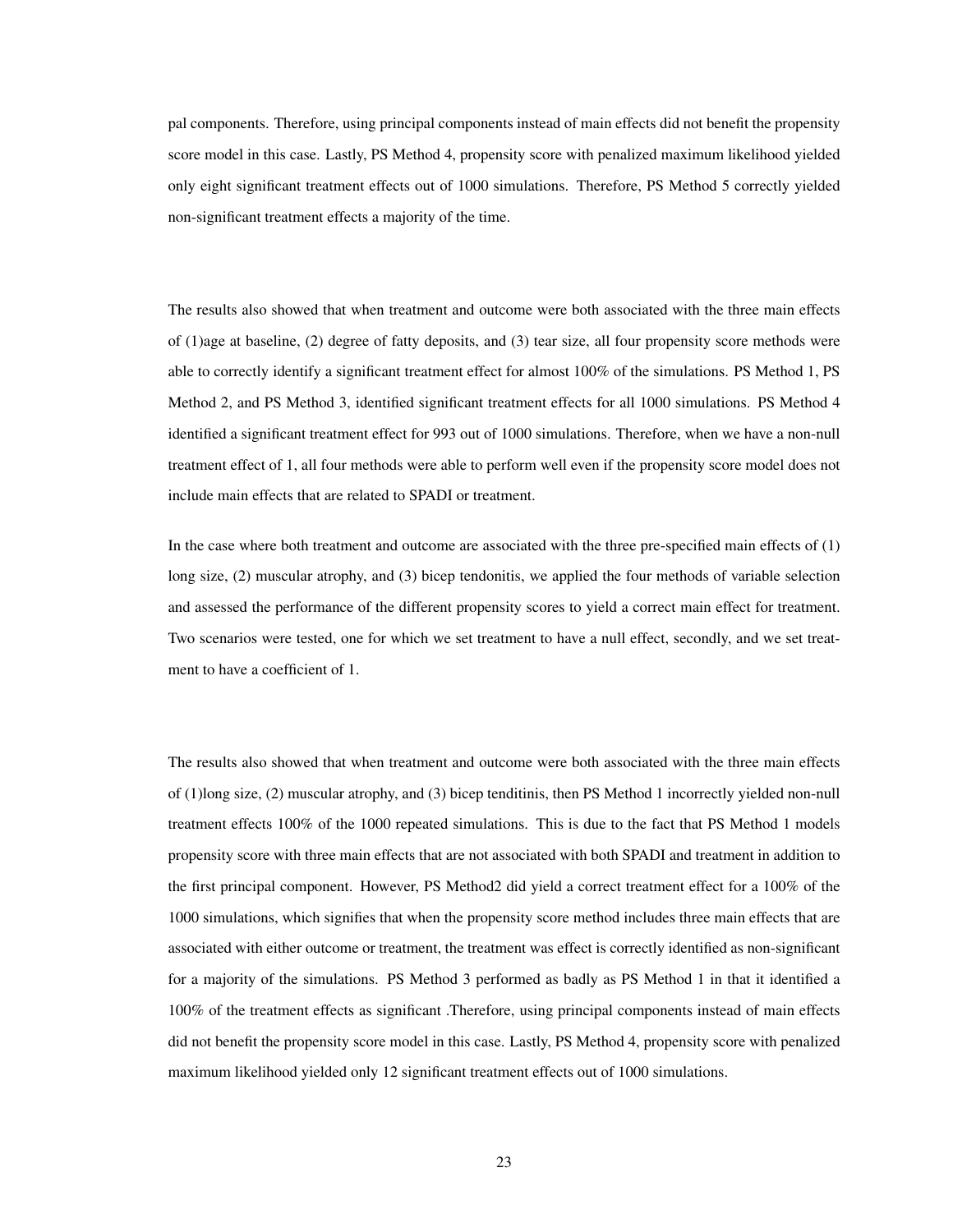pal components. Therefore, using principal components instead of main effects did not benefit the propensity score model in this case. Lastly, PS Method 4, propensity score with penalized maximum likelihood yielded only eight significant treatment effects out of 1000 simulations. Therefore, PS Method 5 correctly yielded non-significant treatment effects a majority of the time.

The results also showed that when treatment and outcome were both associated with the three main effects of (1)age at baseline, (2) degree of fatty deposits, and (3) tear size, all four propensity score methods were able to correctly identify a significant treatment effect for almost 100% of the simulations. PS Method 1, PS Method 2, and PS Method 3, identified significant treatment effects for all 1000 simulations. PS Method 4 identified a significant treatment effect for 993 out of 1000 simulations. Therefore, when we have a non-null treatment effect of 1, all four methods were able to perform well even if the propensity score model does not include main effects that are related to SPADI or treatment.

In the case where both treatment and outcome are associated with the three pre-specified main effects of (1) long size, (2) muscular atrophy, and (3) bicep tendonitis, we applied the four methods of variable selection and assessed the performance of the different propensity scores to yield a correct main effect for treatment. Two scenarios were tested, one for which we set treatment to have a null effect, secondly, and we set treatment to have a coefficient of 1.

The results also showed that when treatment and outcome were both associated with the three main effects of (1)long size, (2) muscular atrophy, and (3) bicep tenditinis, then PS Method 1 incorrectly yielded non-null treatment effects 100% of the 1000 repeated simulations. This is due to the fact that PS Method 1 models propensity score with three main effects that are not associated with both SPADI and treatment in addition to the first principal component. However, PS Method2 did yield a correct treatment effect for a 100% of the 1000 simulations, which signifies that when the propensity score method includes three main effects that are associated with either outcome or treatment, the treatment was effect is correctly identified as non-significant for a majority of the simulations. PS Method 3 performed as badly as PS Method 1 in that it identified a 100% of the treatment effects as significant .Therefore, using principal components instead of main effects did not benefit the propensity score model in this case. Lastly, PS Method 4, propensity score with penalized maximum likelihood yielded only 12 significant treatment effects out of 1000 simulations.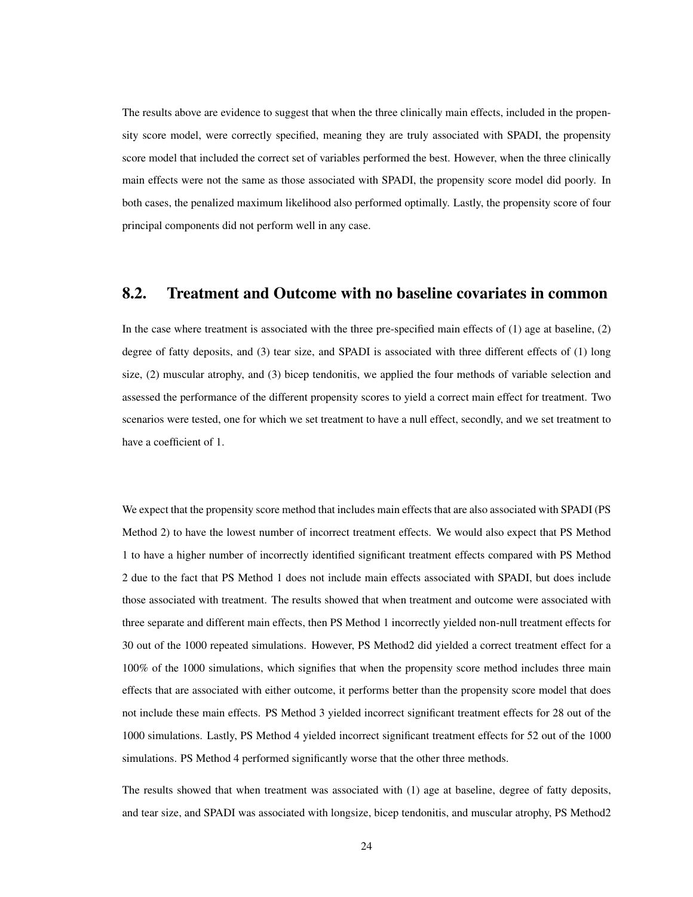The results above are evidence to suggest that when the three clinically main effects, included in the propensity score model, were correctly specified, meaning they are truly associated with SPADI, the propensity score model that included the correct set of variables performed the best. However, when the three clinically main effects were not the same as those associated with SPADI, the propensity score model did poorly. In both cases, the penalized maximum likelihood also performed optimally. Lastly, the propensity score of four principal components did not perform well in any case.

## 8.2. Treatment and Outcome with no baseline covariates in common

In the case where treatment is associated with the three pre-specified main effects of (1) age at baseline, (2) degree of fatty deposits, and (3) tear size, and SPADI is associated with three different effects of (1) long size, (2) muscular atrophy, and (3) bicep tendonitis, we applied the four methods of variable selection and assessed the performance of the different propensity scores to yield a correct main effect for treatment. Two scenarios were tested, one for which we set treatment to have a null effect, secondly, and we set treatment to have a coefficient of 1.

We expect that the propensity score method that includes main effects that are also associated with SPADI (PS Method 2) to have the lowest number of incorrect treatment effects. We would also expect that PS Method 1 to have a higher number of incorrectly identified significant treatment effects compared with PS Method 2 due to the fact that PS Method 1 does not include main effects associated with SPADI, but does include those associated with treatment. The results showed that when treatment and outcome were associated with three separate and different main effects, then PS Method 1 incorrectly yielded non-null treatment effects for 30 out of the 1000 repeated simulations. However, PS Method2 did yielded a correct treatment effect for a 100% of the 1000 simulations, which signifies that when the propensity score method includes three main effects that are associated with either outcome, it performs better than the propensity score model that does not include these main effects. PS Method 3 yielded incorrect significant treatment effects for 28 out of the 1000 simulations. Lastly, PS Method 4 yielded incorrect significant treatment effects for 52 out of the 1000 simulations. PS Method 4 performed significantly worse that the other three methods.

The results showed that when treatment was associated with (1) age at baseline, degree of fatty deposits, and tear size, and SPADI was associated with longsize, bicep tendonitis, and muscular atrophy, PS Method2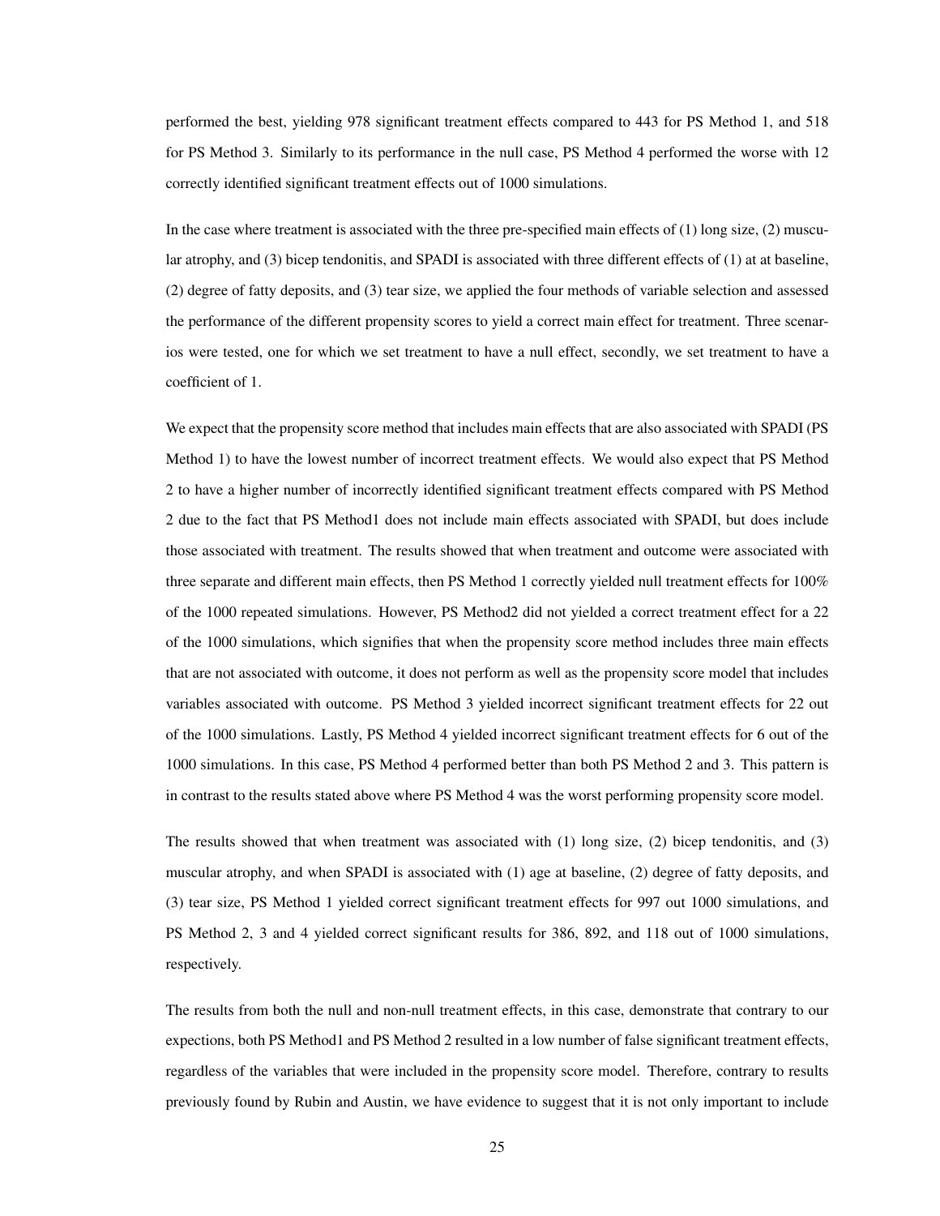performed the best, yielding 978 significant treatment effects compared to 443 for PS Method 1, and 518 for PS Method 3. Similarly to its performance in the null case, PS Method 4 performed the worse with 12 correctly identified significant treatment effects out of 1000 simulations.

In the case where treatment is associated with the three pre-specified main effects of (1) long size, (2) muscular atrophy, and (3) bicep tendonitis, and SPADI is associated with three different effects of (1) at at baseline, (2) degree of fatty deposits, and (3) tear size, we applied the four methods of variable selection and assessed the performance of the different propensity scores to yield a correct main effect for treatment. Three scenarios were tested, one for which we set treatment to have a null effect, secondly, we set treatment to have a coefficient of 1.

We expect that the propensity score method that includes main effects that are also associated with SPADI (PS Method 1) to have the lowest number of incorrect treatment effects. We would also expect that PS Method 2 to have a higher number of incorrectly identified significant treatment effects compared with PS Method 2 due to the fact that PS Method1 does not include main effects associated with SPADI, but does include those associated with treatment. The results showed that when treatment and outcome were associated with three separate and different main effects, then PS Method 1 correctly yielded null treatment effects for 100% of the 1000 repeated simulations. However, PS Method2 did not yielded a correct treatment effect for a 22 of the 1000 simulations, which signifies that when the propensity score method includes three main effects that are not associated with outcome, it does not perform as well as the propensity score model that includes variables associated with outcome. PS Method 3 yielded incorrect significant treatment effects for 22 out of the 1000 simulations. Lastly, PS Method 4 yielded incorrect significant treatment effects for 6 out of the 1000 simulations. In this case, PS Method 4 performed better than both PS Method 2 and 3. This pattern is in contrast to the results stated above where PS Method 4 was the worst performing propensity score model.

The results showed that when treatment was associated with (1) long size, (2) bicep tendonitis, and (3) muscular atrophy, and when SPADI is associated with (1) age at baseline, (2) degree of fatty deposits, and (3) tear size, PS Method 1 yielded correct significant treatment effects for 997 out 1000 simulations, and PS Method 2, 3 and 4 yielded correct significant results for 386, 892, and 118 out of 1000 simulations, respectively.

The results from both the null and non-null treatment effects, in this case, demonstrate that contrary to our expections, both PS Method1 and PS Method 2 resulted in a low number of false significant treatment effects, regardless of the variables that were included in the propensity score model. Therefore, contrary to results previously found by Rubin and Austin, we have evidence to suggest that it is not only important to include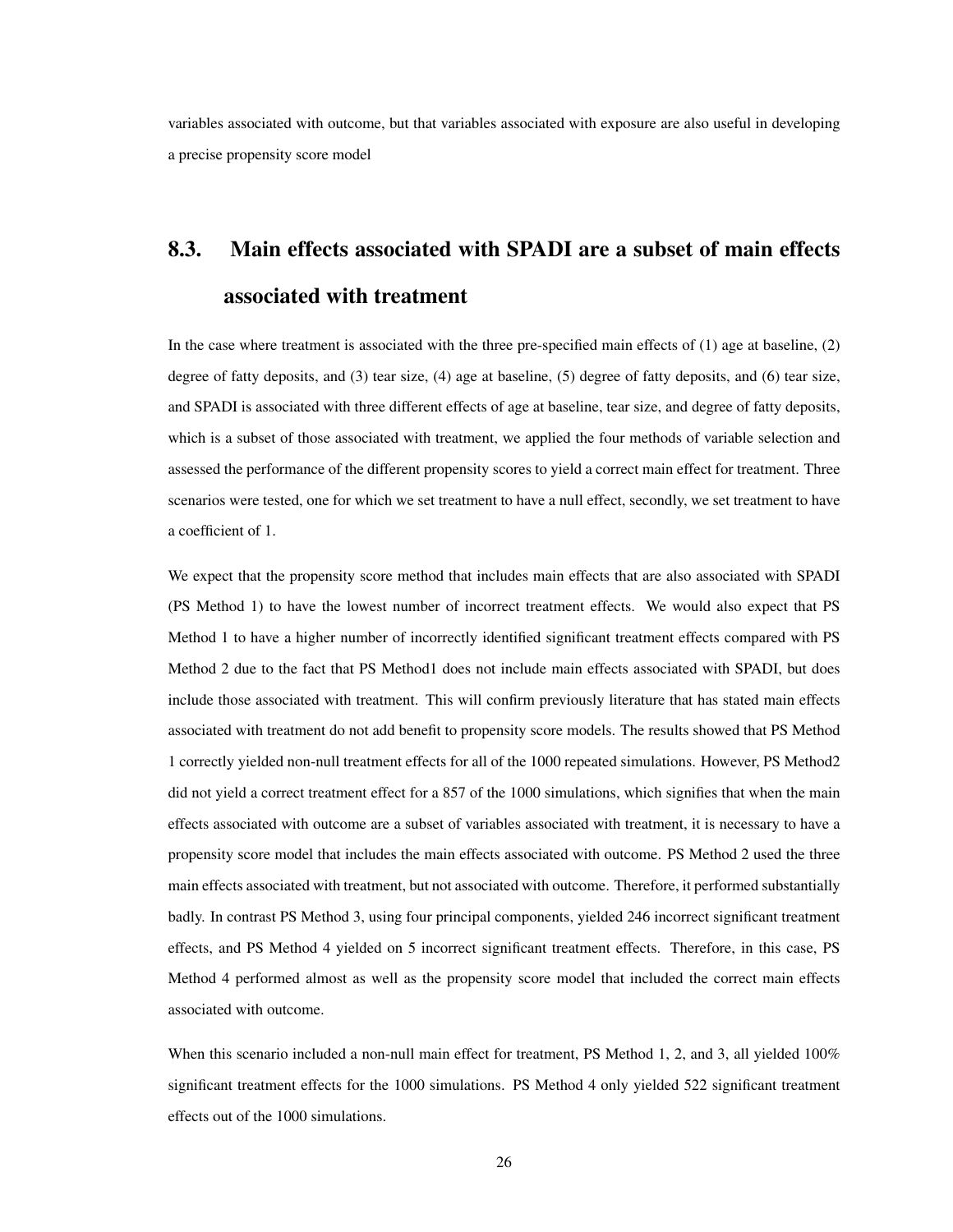variables associated with outcome, but that variables associated with exposure are also useful in developing a precise propensity score model

## 8.3. Main effects associated with SPADI are a subset of main effects associated with treatment

In the case where treatment is associated with the three pre-specified main effects of (1) age at baseline, (2) degree of fatty deposits, and (3) tear size, (4) age at baseline, (5) degree of fatty deposits, and (6) tear size, and SPADI is associated with three different effects of age at baseline, tear size, and degree of fatty deposits, which is a subset of those associated with treatment, we applied the four methods of variable selection and assessed the performance of the different propensity scores to yield a correct main effect for treatment. Three scenarios were tested, one for which we set treatment to have a null effect, secondly, we set treatment to have a coefficient of 1.

We expect that the propensity score method that includes main effects that are also associated with SPADI (PS Method 1) to have the lowest number of incorrect treatment effects. We would also expect that PS Method 1 to have a higher number of incorrectly identified significant treatment effects compared with PS Method 2 due to the fact that PS Method1 does not include main effects associated with SPADI, but does include those associated with treatment. This will confirm previously literature that has stated main effects associated with treatment do not add benefit to propensity score models. The results showed that PS Method 1 correctly yielded non-null treatment effects for all of the 1000 repeated simulations. However, PS Method2 did not yield a correct treatment effect for a 857 of the 1000 simulations, which signifies that when the main effects associated with outcome are a subset of variables associated with treatment, it is necessary to have a propensity score model that includes the main effects associated with outcome. PS Method 2 used the three main effects associated with treatment, but not associated with outcome. Therefore, it performed substantially badly. In contrast PS Method 3, using four principal components, yielded 246 incorrect significant treatment effects, and PS Method 4 yielded on 5 incorrect significant treatment effects. Therefore, in this case, PS Method 4 performed almost as well as the propensity score model that included the correct main effects associated with outcome.

When this scenario included a non-null main effect for treatment, PS Method 1, 2, and 3, all yielded 100% significant treatment effects for the 1000 simulations. PS Method 4 only yielded 522 significant treatment effects out of the 1000 simulations.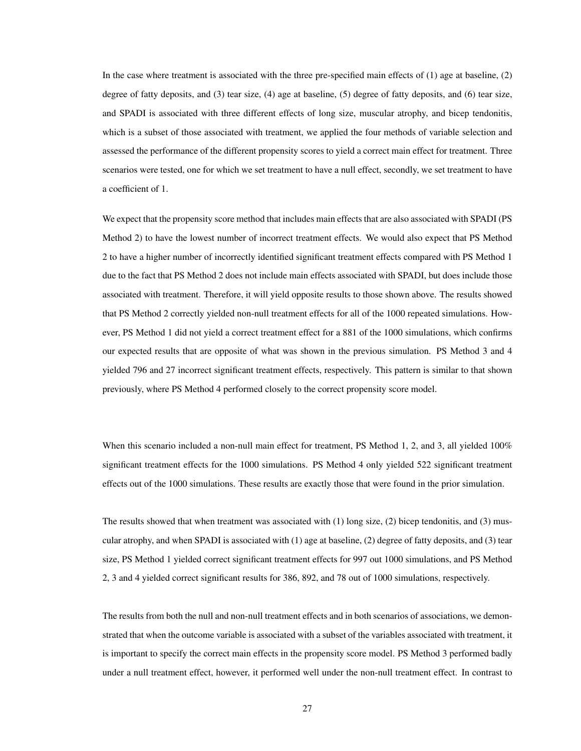In the case where treatment is associated with the three pre-specified main effects of (1) age at baseline, (2) degree of fatty deposits, and (3) tear size, (4) age at baseline, (5) degree of fatty deposits, and (6) tear size, and SPADI is associated with three different effects of long size, muscular atrophy, and bicep tendonitis, which is a subset of those associated with treatment, we applied the four methods of variable selection and assessed the performance of the different propensity scores to yield a correct main effect for treatment. Three scenarios were tested, one for which we set treatment to have a null effect, secondly, we set treatment to have a coefficient of 1.

We expect that the propensity score method that includes main effects that are also associated with SPADI (PS Method 2) to have the lowest number of incorrect treatment effects. We would also expect that PS Method 2 to have a higher number of incorrectly identified significant treatment effects compared with PS Method 1 due to the fact that PS Method 2 does not include main effects associated with SPADI, but does include those associated with treatment. Therefore, it will yield opposite results to those shown above. The results showed that PS Method 2 correctly yielded non-null treatment effects for all of the 1000 repeated simulations. However, PS Method 1 did not yield a correct treatment effect for a 881 of the 1000 simulations, which confirms our expected results that are opposite of what was shown in the previous simulation. PS Method 3 and 4 yielded 796 and 27 incorrect significant treatment effects, respectively. This pattern is similar to that shown previously, where PS Method 4 performed closely to the correct propensity score model.

When this scenario included a non-null main effect for treatment, PS Method 1, 2, and 3, all yielded 100% significant treatment effects for the 1000 simulations. PS Method 4 only yielded 522 significant treatment effects out of the 1000 simulations. These results are exactly those that were found in the prior simulation.

The results showed that when treatment was associated with (1) long size, (2) bicep tendonitis, and (3) muscular atrophy, and when SPADI is associated with (1) age at baseline, (2) degree of fatty deposits, and (3) tear size, PS Method 1 yielded correct significant treatment effects for 997 out 1000 simulations, and PS Method 2, 3 and 4 yielded correct significant results for 386, 892, and 78 out of 1000 simulations, respectively.

The results from both the null and non-null treatment effects and in both scenarios of associations, we demonstrated that when the outcome variable is associated with a subset of the variables associated with treatment, it is important to specify the correct main effects in the propensity score model. PS Method 3 performed badly under a null treatment effect, however, it performed well under the non-null treatment effect. In contrast to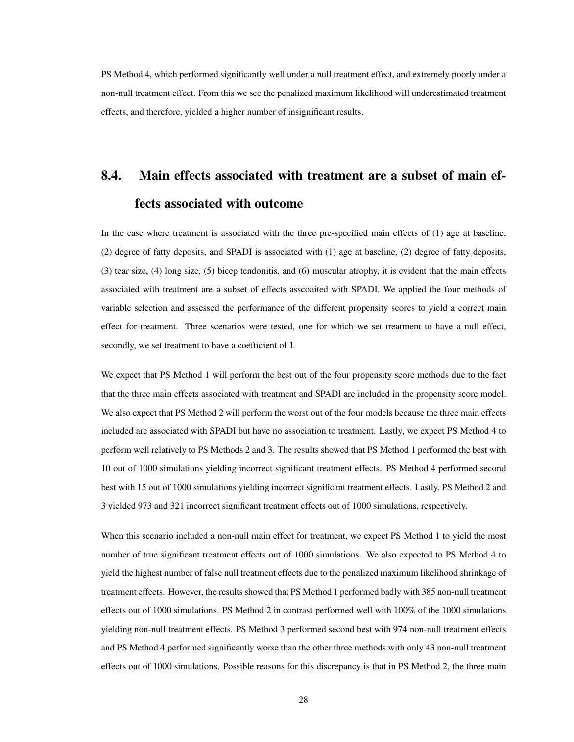PS Method 4, which performed significantly well under a null treatment effect, and extremely poorly under a non-null treatment effect. From this we see the penalized maximum likelihood will underestimated treatment effects, and therefore, yielded a higher number of insignificant results.

## 8.4. Main effects associated with treatment are a subset of main effects associated with outcome

In the case where treatment is associated with the three pre-specified main effects of (1) age at baseline, (2) degree of fatty deposits, and SPADI is associated with (1) age at baseline, (2) degree of fatty deposits, (3) tear size, (4) long size, (5) bicep tendonitis, and (6) muscular atrophy, it is evident that the main effects associated with treatment are a subset of effects asscoaited with SPADI. We applied the four methods of variable selection and assessed the performance of the different propensity scores to yield a correct main effect for treatment. Three scenarios were tested, one for which we set treatment to have a null effect, secondly, we set treatment to have a coefficient of 1.

We expect that PS Method 1 will perform the best out of the four propensity score methods due to the fact that the three main effects associated with treatment and SPADI are included in the propensity score model. We also expect that PS Method 2 will perform the worst out of the four models because the three main effects included are associated with SPADI but have no association to treatment. Lastly, we expect PS Method 4 to perform well relatively to PS Methods 2 and 3. The results showed that PS Method 1 performed the best with 10 out of 1000 simulations yielding incorrect significant treatment effects. PS Method 4 performed second best with 15 out of 1000 simulations yielding incorrect significant treatment effects. Lastly, PS Method 2 and 3 yielded 973 and 321 incorrect significant treatment effects out of 1000 simulations, respectively.

When this scenario included a non-null main effect for treatment, we expect PS Method 1 to yield the most number of true significant treatment effects out of 1000 simulations. We also expected to PS Method 4 to yield the highest number of false null treatment effects due to the penalized maximum likelihood shrinkage of treatment effects. However, the results showed that PS Method 1 performed badly with 385 non-null treatment effects out of 1000 simulations. PS Method 2 in contrast performed well with 100% of the 1000 simulations yielding non-null treatment effects. PS Method 3 performed second best with 974 non-null treatment effects and PS Method 4 performed significantly worse than the other three methods with only 43 non-null treatment effects out of 1000 simulations. Possible reasons for this discrepancy is that in PS Method 2, the three main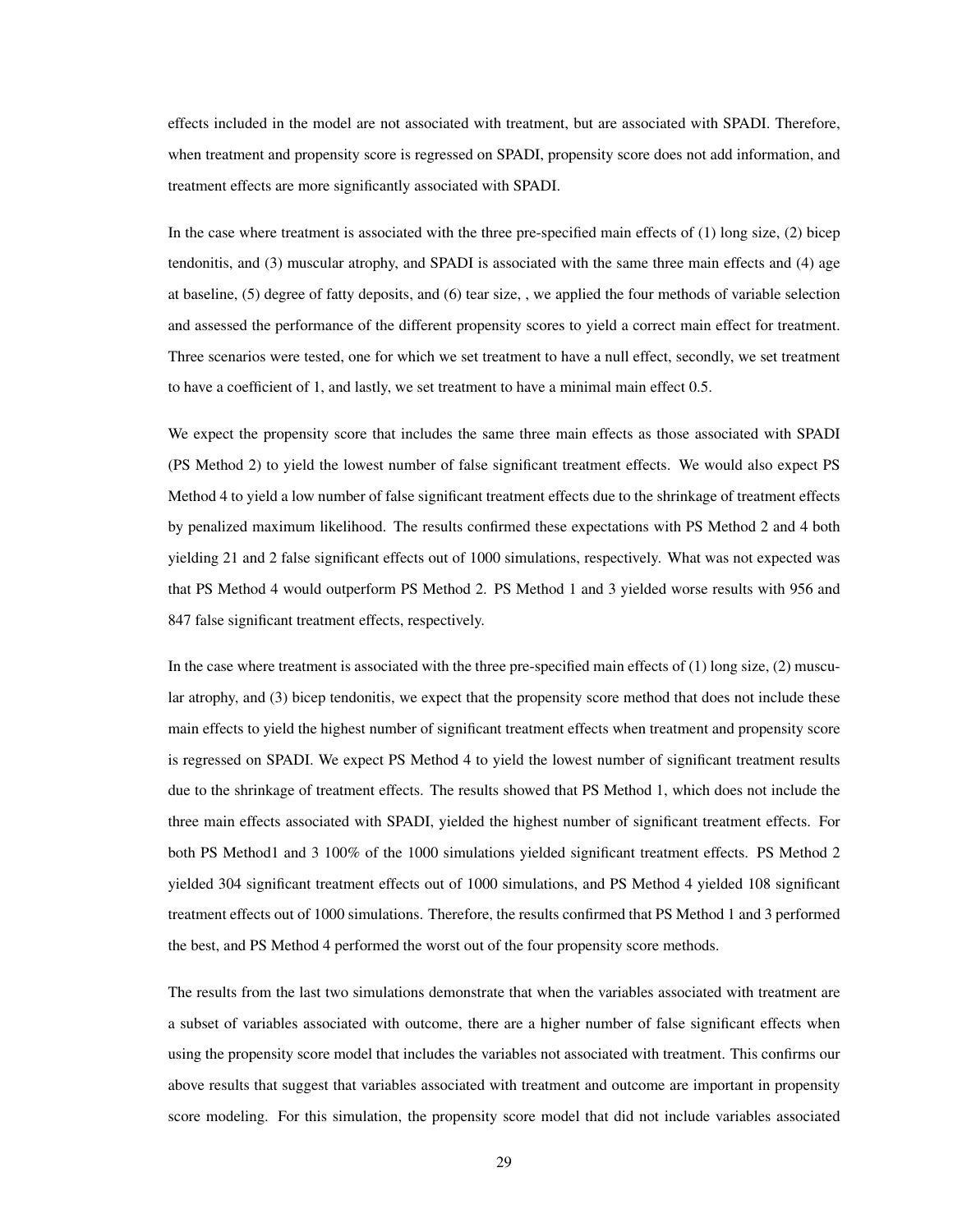effects included in the model are not associated with treatment, but are associated with SPADI. Therefore, when treatment and propensity score is regressed on SPADI, propensity score does not add information, and treatment effects are more significantly associated with SPADI.

In the case where treatment is associated with the three pre-specified main effects of (1) long size, (2) bicep tendonitis, and (3) muscular atrophy, and SPADI is associated with the same three main effects and (4) age at baseline, (5) degree of fatty deposits, and (6) tear size, , we applied the four methods of variable selection and assessed the performance of the different propensity scores to yield a correct main effect for treatment. Three scenarios were tested, one for which we set treatment to have a null effect, secondly, we set treatment to have a coefficient of 1, and lastly, we set treatment to have a minimal main effect 0.5.

We expect the propensity score that includes the same three main effects as those associated with SPADI (PS Method 2) to yield the lowest number of false significant treatment effects. We would also expect PS Method 4 to yield a low number of false significant treatment effects due to the shrinkage of treatment effects by penalized maximum likelihood. The results confirmed these expectations with PS Method 2 and 4 both yielding 21 and 2 false significant effects out of 1000 simulations, respectively. What was not expected was that PS Method 4 would outperform PS Method 2. PS Method 1 and 3 yielded worse results with 956 and 847 false significant treatment effects, respectively.

In the case where treatment is associated with the three pre-specified main effects of (1) long size, (2) muscular atrophy, and (3) bicep tendonitis, we expect that the propensity score method that does not include these main effects to yield the highest number of significant treatment effects when treatment and propensity score is regressed on SPADI. We expect PS Method 4 to yield the lowest number of significant treatment results due to the shrinkage of treatment effects. The results showed that PS Method 1, which does not include the three main effects associated with SPADI, yielded the highest number of significant treatment effects. For both PS Method1 and 3 100% of the 1000 simulations yielded significant treatment effects. PS Method 2 yielded 304 significant treatment effects out of 1000 simulations, and PS Method 4 yielded 108 significant treatment effects out of 1000 simulations. Therefore, the results confirmed that PS Method 1 and 3 performed the best, and PS Method 4 performed the worst out of the four propensity score methods.

The results from the last two simulations demonstrate that when the variables associated with treatment are a subset of variables associated with outcome, there are a higher number of false significant effects when using the propensity score model that includes the variables not associated with treatment. This confirms our above results that suggest that variables associated with treatment and outcome are important in propensity score modeling. For this simulation, the propensity score model that did not include variables associated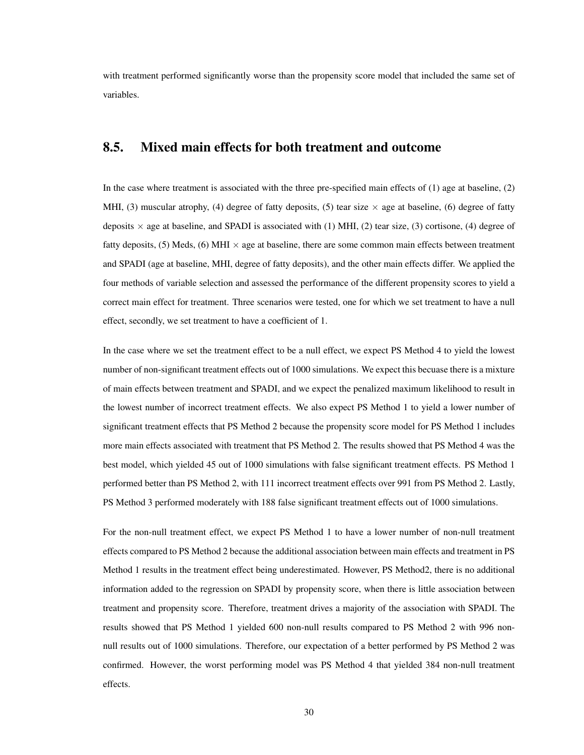with treatment performed significantly worse than the propensity score model that included the same set of variables.

## 8.5. Mixed main effects for both treatment and outcome

In the case where treatment is associated with the three pre-specified main effects of (1) age at baseline, (2) MHI, (3) muscular atrophy, (4) degree of fatty deposits, (5) tear size $\times$ age at baseline, (6) degree of fatty deposits $\times$ age at baseline, and SPADI is associated with (1) MHI, (2) tear size, (3) cortisone, (4) degree of fatty deposits, (5) Meds, (6) MHI $\times$ age at baseline, there are some common main effects between treatment and SPADI (age at baseline, MHI, degree of fatty deposits), and the other main effects differ. We applied the four methods of variable selection and assessed the performance of the different propensity scores to yield a correct main effect for treatment. Three scenarios were tested, one for which we set treatment to have a null effect, secondly, we set treatment to have a coefficient of 1.

In the case where we set the treatment effect to be a null effect, we expect PS Method 4 to yield the lowest number of non-significant treatment effects out of 1000 simulations. We expect this becuase there is a mixture of main effects between treatment and SPADI, and we expect the penalized maximum likelihood to result in the lowest number of incorrect treatment effects. We also expect PS Method 1 to yield a lower number of significant treatment effects that PS Method 2 because the propensity score model for PS Method 1 includes more main effects associated with treatment that PS Method 2. The results showed that PS Method 4 was the best model, which yielded 45 out of 1000 simulations with false significant treatment effects. PS Method 1 performed better than PS Method 2, with 111 incorrect treatment effects over 991 from PS Method 2. Lastly, PS Method 3 performed moderately with 188 false significant treatment effects out of 1000 simulations.

For the non-null treatment effect, we expect PS Method 1 to have a lower number of non-null treatment effects compared to PS Method 2 because the additional association between main effects and treatment in PS Method 1 results in the treatment effect being underestimated. However, PS Method2, there is no additional information added to the regression on SPADI by propensity score, when there is little association between treatment and propensity score. Therefore, treatment drives a majority of the association with SPADI. The results showed that PS Method 1 yielded 600 non-null results compared to PS Method 2 with 996 non-null results out of 1000 simulations. Therefore, our expectation of a better performed by PS Method 2 was confirmed. However, the worst performing model was PS Method 4 that yielded 384 non-null treatment effects.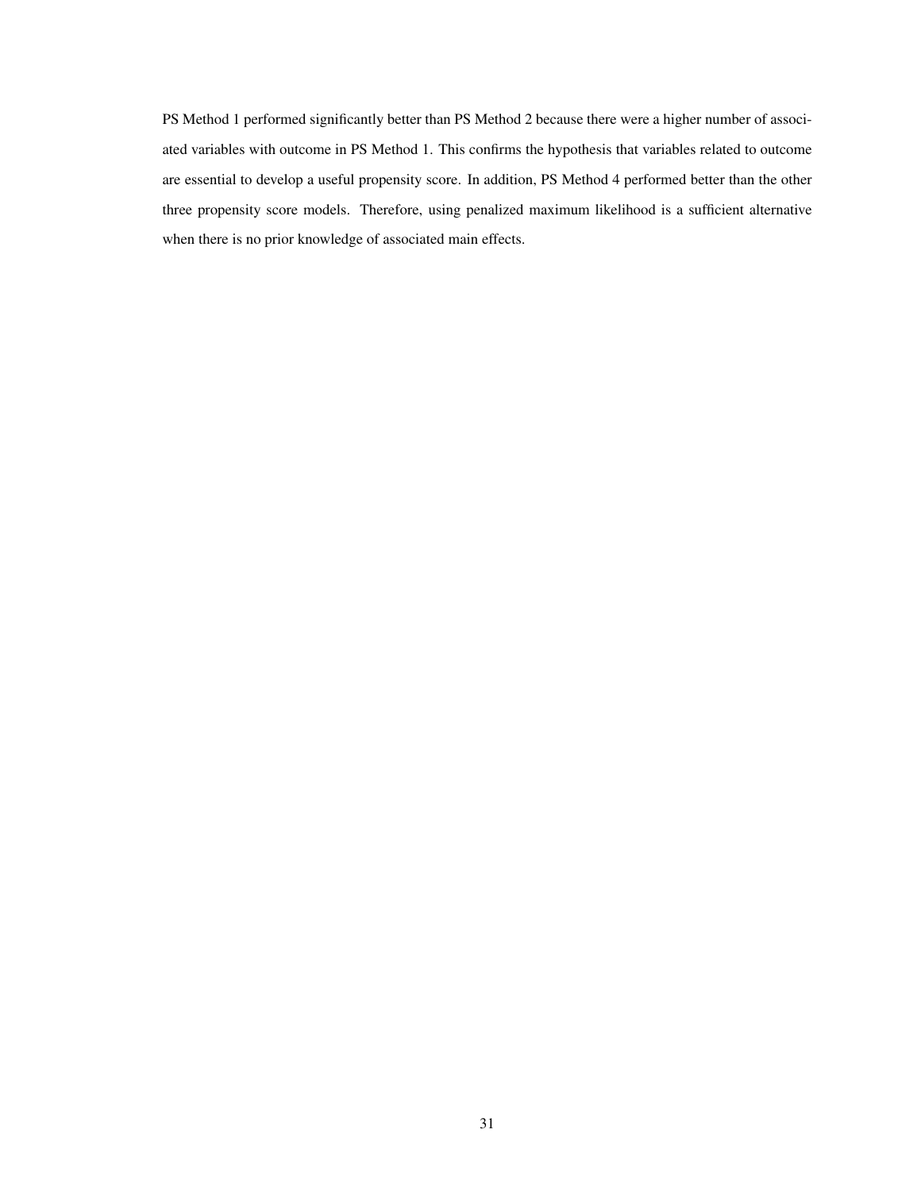PS Method 1 performed significantly better than PS Method 2 because there were a higher number of associated variables with outcome in PS Method 1. This confirms the hypothesis that variables related to outcome are essential to develop a useful propensity score. In addition, PS Method 4 performed better than the other three propensity score models. Therefore, using penalized maximum likelihood is a sufficient alternative when there is no prior knowledge of associated main effects.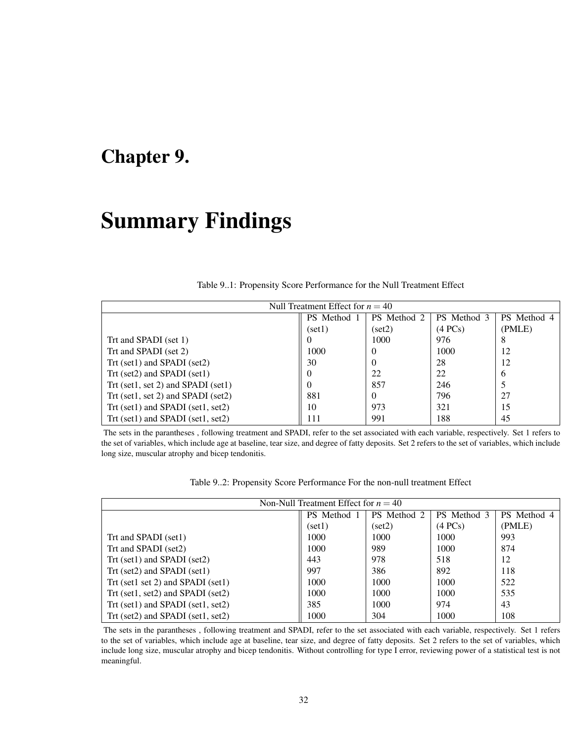# Chapter 9.

# Summary Findings

Table 9..1: Propensity Score Performance for the Null Treatment Effect

| Null Treatment Effect for $n = 40$ | | | | |
|---|---|---|---|---|
| | PS Method 1 (set1) | PS Method 2 (set2) | PS Method 3 (4 PCs) | PS Method 4 (PMLE) |
| Trt and SPADI (set 1) | 0 | 1000 | 976 | 8 |
| Trt and SPADI (set 2) | 1000 | 0 | 1000 | 12 |
| Trt (set1) and SPADI (set2) | 30 | 0 | 28 | 12 |
| Trt (set2) and SPADI (set1) | 0 | 22 | 22 | 6 |
| Trt (set1, set 2) and SPADI (set1) | 0 | 857 | 246 | 5 |
| Trt (set1, set 2) and SPADI (set2) | 881 | 0 | 796 | 27 |
| Trt (set1) and SPADI (set1, set2) | 10 | 973 | 321 | 15 |
| Trt (set1) and SPADI (set1, set2) | 111 | 991 | 188 | 45 |

The sets in the parantheses , following treatment and SPADI, refer to the set associated with each variable, respectively. Set 1 refers to the set of variables, which include age at baseline, tear size, and degree of fatty deposits. Set 2 refers to the set of variables, which include long size, muscular atrophy and bicep tendonitis.

Table 9..2: Propensity Score Performance For the non-null treatment Effect

| Non-Null Treatment Effect for $n = 40$ | | | | |
|---|---|---|---|---|
| | PS Method 1 (set1) | PS Method 2 (set2) | PS Method 3 (4 PCs) | PS Method 4 (PMLE) |
| Trt and SPADI (set1) | 1000 | 1000 | 1000 | 993 |
| Trt and SPADI (set2) | 1000 | 989 | 1000 | 874 |
| Trt (set1) and SPADI (set2) | 443 | 978 | 518 | 12 |
| Trt (set2) and SPADI (set1) | 997 | 386 | 892 | 118 |
| Trt (set1 set 2) and SPADI (set1) | 1000 | 1000 | 1000 | 522 |
| Trt (set1, set2) and SPADI (set2) | 1000 | 1000 | 1000 | 535 |
| Trt (set1) and SPADI (set1, set2) | 385 | 1000 | 974 | 43 |
| Trt (set2) and SPADI (set1, set2) | 1000 | 304 | 1000 | 108 |

The sets in the parantheses , following treatment and SPADI, refer to the set associated with each variable, respectively. Set 1 refers to the set of variables, which include age at baseline, tear size, and degree of fatty deposits. Set 2 refers to the set of variables, which include long size, muscular atrophy and bicep tendonitis. Without controlling for type I error, reviewing power of a statistical test is not meaningful.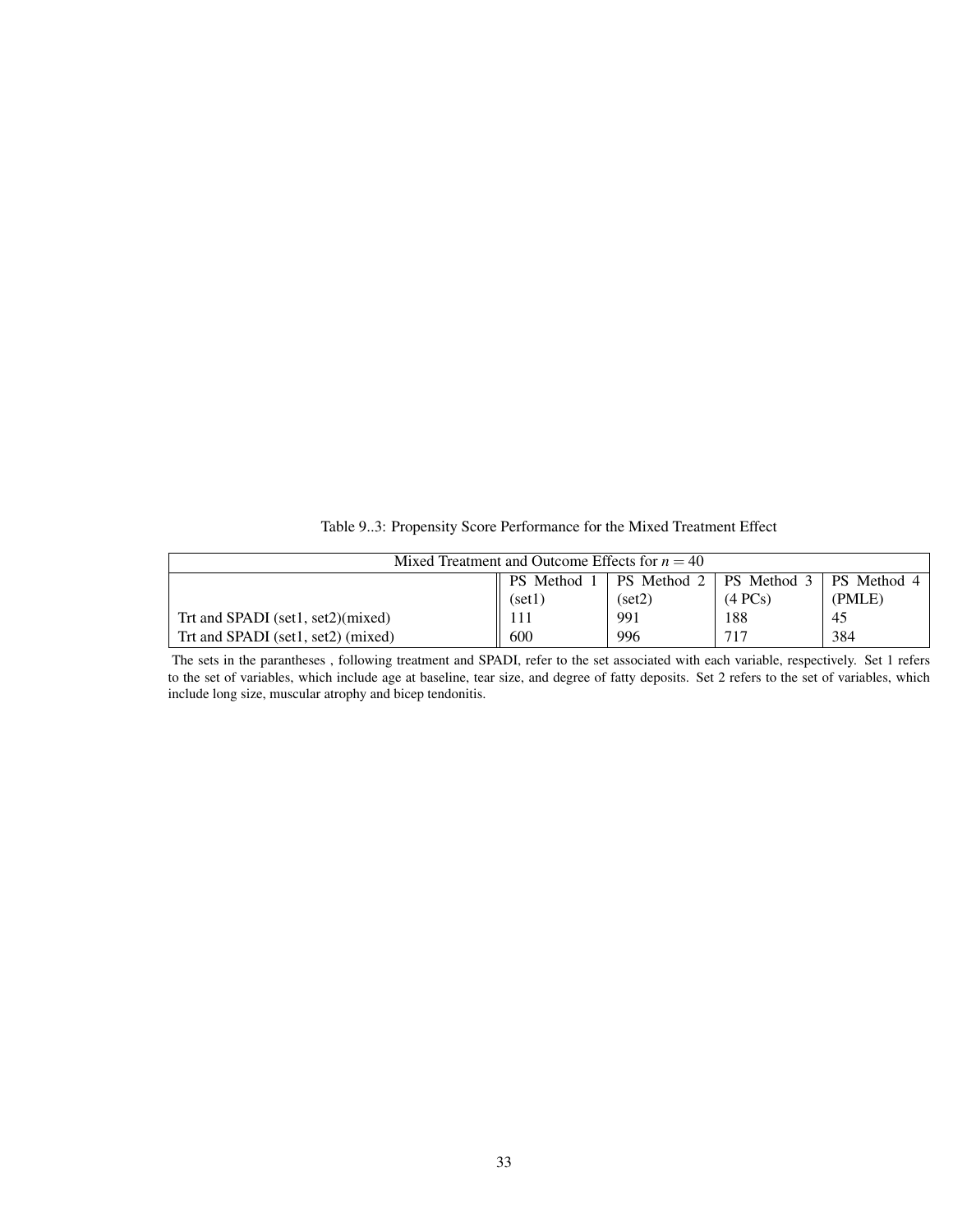Table 9..3: Propensity Score Performance for the Mixed Treatment Effect

| Mixed Treatment and Outcome Effects for $n = 40$ | | | | |
|---|---|---|---|---|
| | PS Method 1 (set1) | PS Method 2 (set2) | PS Method 3 (4 PCs) | PS Method 4 (PMLE) |
| Trt and SPADI (set1, set2)(mixed) | 111 | 991 | 188 | 45 |
| Trt and SPADI (set1, set2) (mixed) | 600 | 996 | 717 | 384 |

The sets in the parantheses , following treatment and SPADI, refer to the set associated with each variable, respectively. Set 1 refers to the set of variables, which include age at baseline, tear size, and degree of fatty deposits. Set 2 refers to the set of variables, which include long size, muscular atrophy and bicep tendonitis.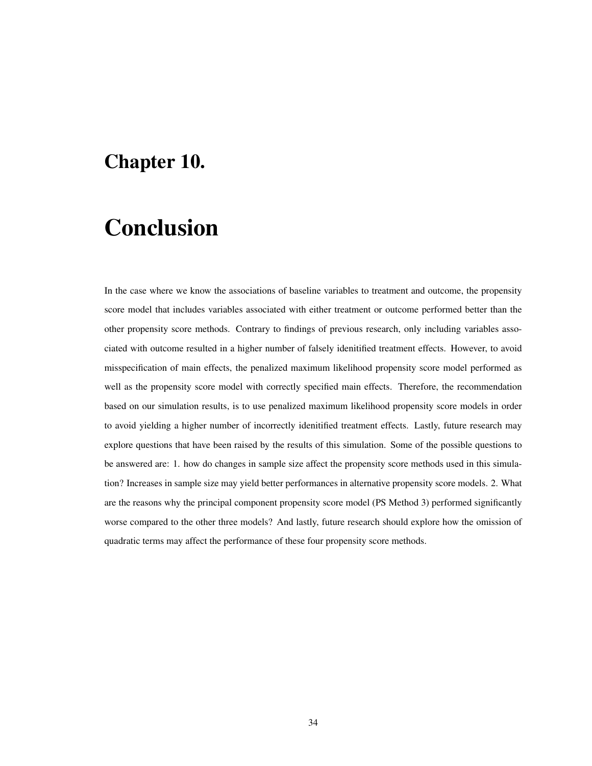# Chapter 10.

# Conclusion

In the case where we know the associations of baseline variables to treatment and outcome, the propensity score model that includes variables associated with either treatment or outcome performed better than the other propensity score methods. Contrary to findings of previous research, only including variables associated with outcome resulted in a higher number of falsely idenitified treatment effects. However, to avoid misspecification of main effects, the penalized maximum likelihood propensity score model performed as well as the propensity score model with correctly specified main effects. Therefore, the recommendation based on our simulation results, is to use penalized maximum likelihood propensity score models in order to avoid yielding a higher number of incorrectly idenitified treatment effects. Lastly, future research may explore questions that have been raised by the results of this simulation. Some of the possible questions to be answered are: 1. how do changes in sample size affect the propensity score methods used in this simulation? Increases in sample size may yield better performances in alternative propensity score models. 2. What are the reasons why the principal component propensity score model (PS Method 3) performed significantly worse compared to the other three models? And lastly, future research should explore how the omission of quadratic terms may affect the performance of these four propensity score methods.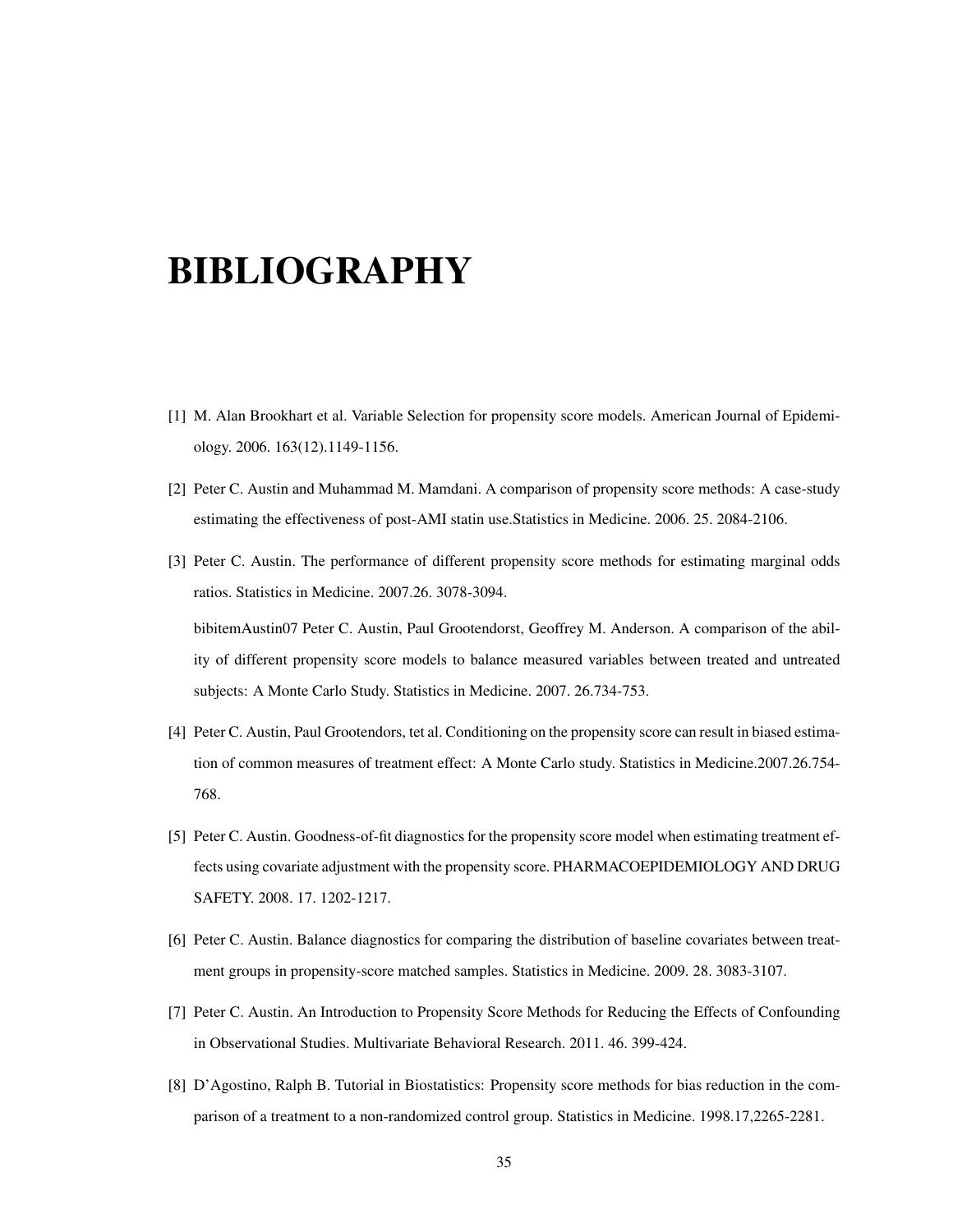# BIBLIOGRAPHY

[1] M. Alan Brookhart et al. Variable Selection for propensity score models. American Journal of Epidemiology. 2006. 163(12).1149-1156.

[2] Peter C. Austin and Muhammad M. Mamdani. A comparison of propensity score methods: A case-study estimating the effectiveness of post-AMI statin use.Statistics in Medicine. 2006. 25. 2084-2106.

[3] Peter C. Austin. The performance of different propensity score methods for estimating marginal odds ratios. Statistics in Medicine. 2007.26. 3078-3094.

bibitemAustin07 Peter C. Austin, Paul Grootendorst, Geoffrey M. Anderson. A comparison of the ability of different propensity score models to balance measured variables between treated and untreated subjects: A Monte Carlo Study. Statistics in Medicine. 2007. 26.734-753.

[4] Peter C. Austin, Paul Grootendors, tet al. Conditioning on the propensity score can result in biased estimation of common measures of treatment effect: A Monte Carlo study. Statistics in Medicine.2007.26.754-768.

[5] Peter C. Austin. Goodness-of-fit diagnostics for the propensity score model when estimating treatment effects using covariate adjustment with the propensity score. PHARMACOEPIDEMIOLOGY AND DRUG SAFETY. 2008. 17. 1202-1217.

[6] Peter C. Austin. Balance diagnostics for comparing the distribution of baseline covariates between treatment groups in propensity-score matched samples. Statistics in Medicine. 2009. 28. 3083-3107.

[7] Peter C. Austin. An Introduction to Propensity Score Methods for Reducing the Effects of Confounding in Observational Studies. Multivariate Behavioral Research. 2011. 46. 399-424.

[8] D'Agostino, Ralph B. Tutorial in Biostatistics: Propensity score methods for bias reduction in the comparison of a treatment to a non-randomized control group. Statistics in Medicine. 1998.17,2265-2281.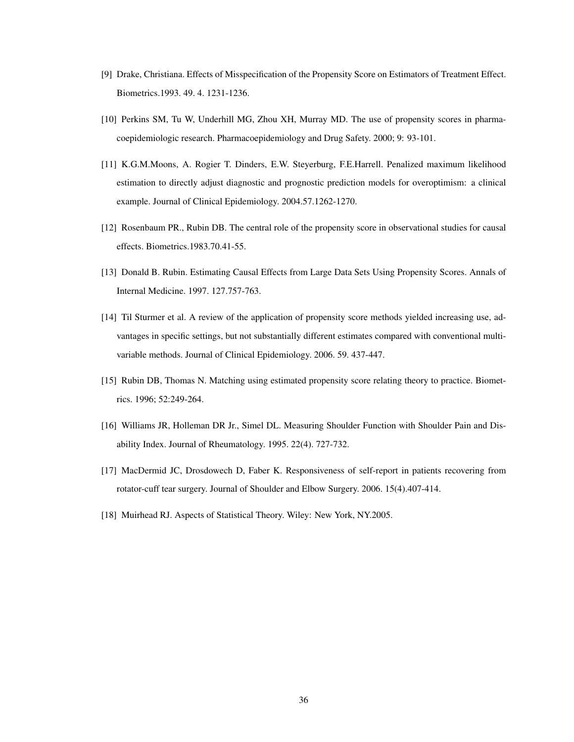[9] Drake, Christiana. Effects of Misspecification of the Propensity Score on Estimators of Treatment Effect. Biometrics.1993. 49. 4. 1231-1236.

[10] Perkins SM, Tu W, Underhill MG, Zhou XH, Murray MD. The use of propensity scores in pharmacoepidemiologic research. Pharmacoepidemiology and Drug Safety. 2000; 9: 93-101.

[11] K.G.M.Moons, A. Rogier T. Dinders, E.W. Steyerburg, F.E.Harrell. Penalized maximum likelihood estimation to directly adjust diagnostic and prognostic prediction models for overoptimism: a clinical example. Journal of Clinical Epidemiology. 2004.57.1262-1270.

[12] Rosenbaum PR., Rubin DB. The central role of the propensity score in observational studies for causal effects. Biometrics.1983.70.41-55.

[13] Donald B. Rubin. Estimating Causal Effects from Large Data Sets Using Propensity Scores. Annals of Internal Medicine. 1997. 127.757-763.

[14] Til Sturmer et al. A review of the application of propensity score methods yielded increasing use, advantages in specific settings, but not substantially different estimates compared with conventional multivariable methods. Journal of Clinical Epidemiology. 2006. 59. 437-447.

[15] Rubin DB, Thomas N. Matching using estimated propensity score relating theory to practice. Biometrics. 1996; 52:249-264.

[16] Williams JR, Holleman DR Jr., Simel DL. Measuring Shoulder Function with Shoulder Pain and Disability Index. Journal of Rheumatology. 1995. 22(4). 727-732.

[17] MacDermid JC, Drosdowech D, Faber K. Responsiveness of self-report in patients recovering from rotator-cuff tear surgery. Journal of Shoulder and Elbow Surgery. 2006. 15(4).407-414.

[18] Muirhead RJ. Aspects of Statistical Theory. Wiley: New York, NY.2005.